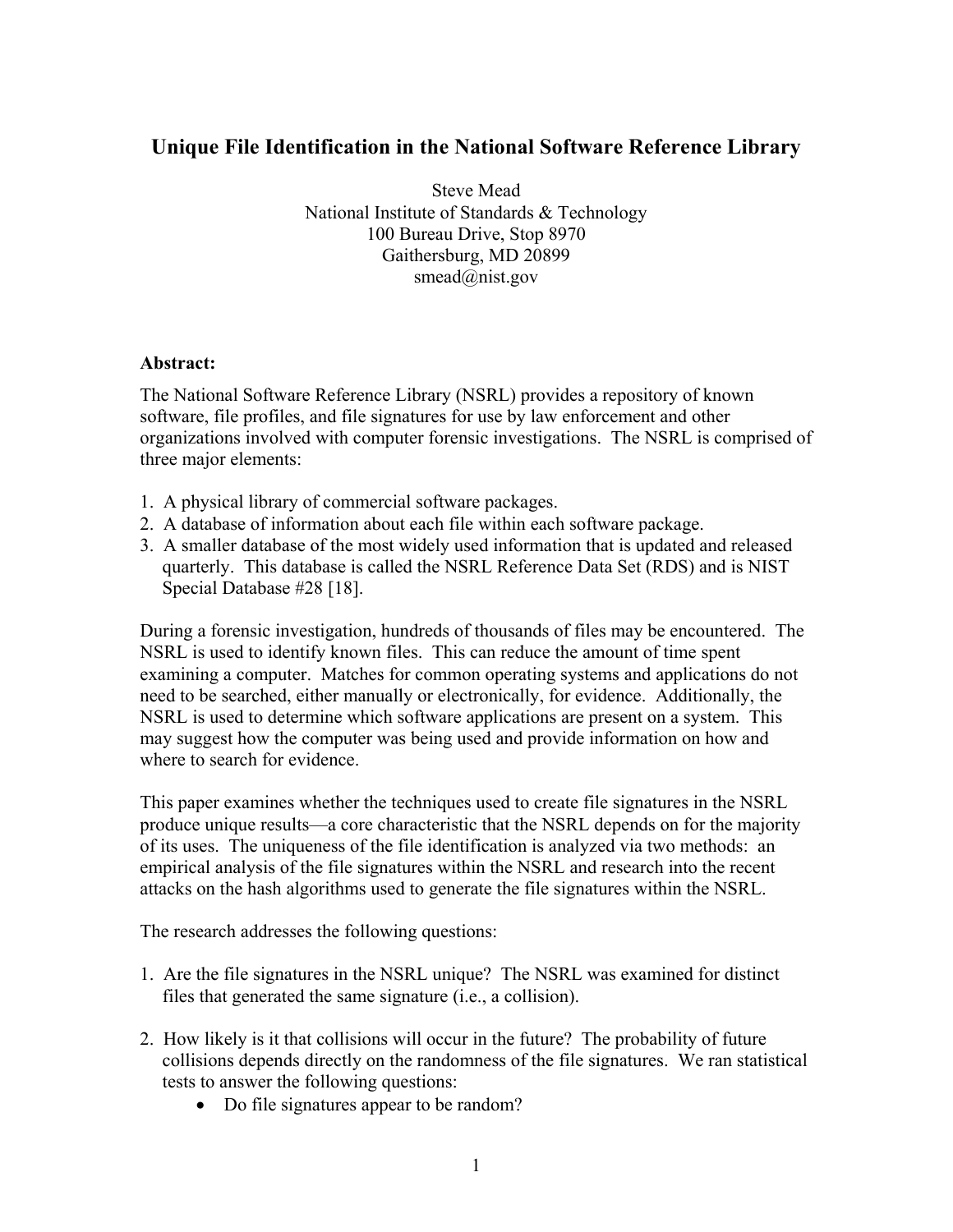# Unique File Identification in the National Software Reference Library

Steve Mead
National Institute of Standards & Technology
100 Bureau Drive, Stop 8970
Gaithersburg, MD 20899
smead@nist.gov

**Abstract:**

The National Software Reference Library (NSRL) provides a repository of known software, file profiles, and file signatures for use by law enforcement and other organizations involved with computer forensic investigations. The NSRL is comprised of three major elements:

1. A physical library of commercial software packages.
2. A database of information about each file within each software package.
3. A smaller database of the most widely used information that is updated and released quarterly. This database is called the NSRL Reference Data Set (RDS) and is NIST Special Database #28 [18].

During a forensic investigation, hundreds of thousands of files may be encountered. The NSRL is used to identify known files. This can reduce the amount of time spent examining a computer. Matches for common operating systems and applications do not need to be searched, either manually or electronically, for evidence. Additionally, the NSRL is used to determine which software applications are present on a system. This may suggest how the computer was being used and provide information on how and where to search for evidence.

This paper examines whether the techniques used to create file signatures in the NSRL produce unique results—a core characteristic that the NSRL depends on for the majority of its uses. The uniqueness of the file identification is analyzed via two methods: an empirical analysis of the file signatures within the NSRL and research into the recent attacks on the hash algorithms used to generate the file signatures within the NSRL.

The research addresses the following questions:

1. Are the file signatures in the NSRL unique? The NSRL was examined for distinct files that generated the same signature (i.e., a collision).

2. How likely is it that collisions will occur in the future? The probability of future collisions depends directly on the randomness of the file signatures. We ran statistical tests to answer the following questions:
   - Do file signatures appear to be random?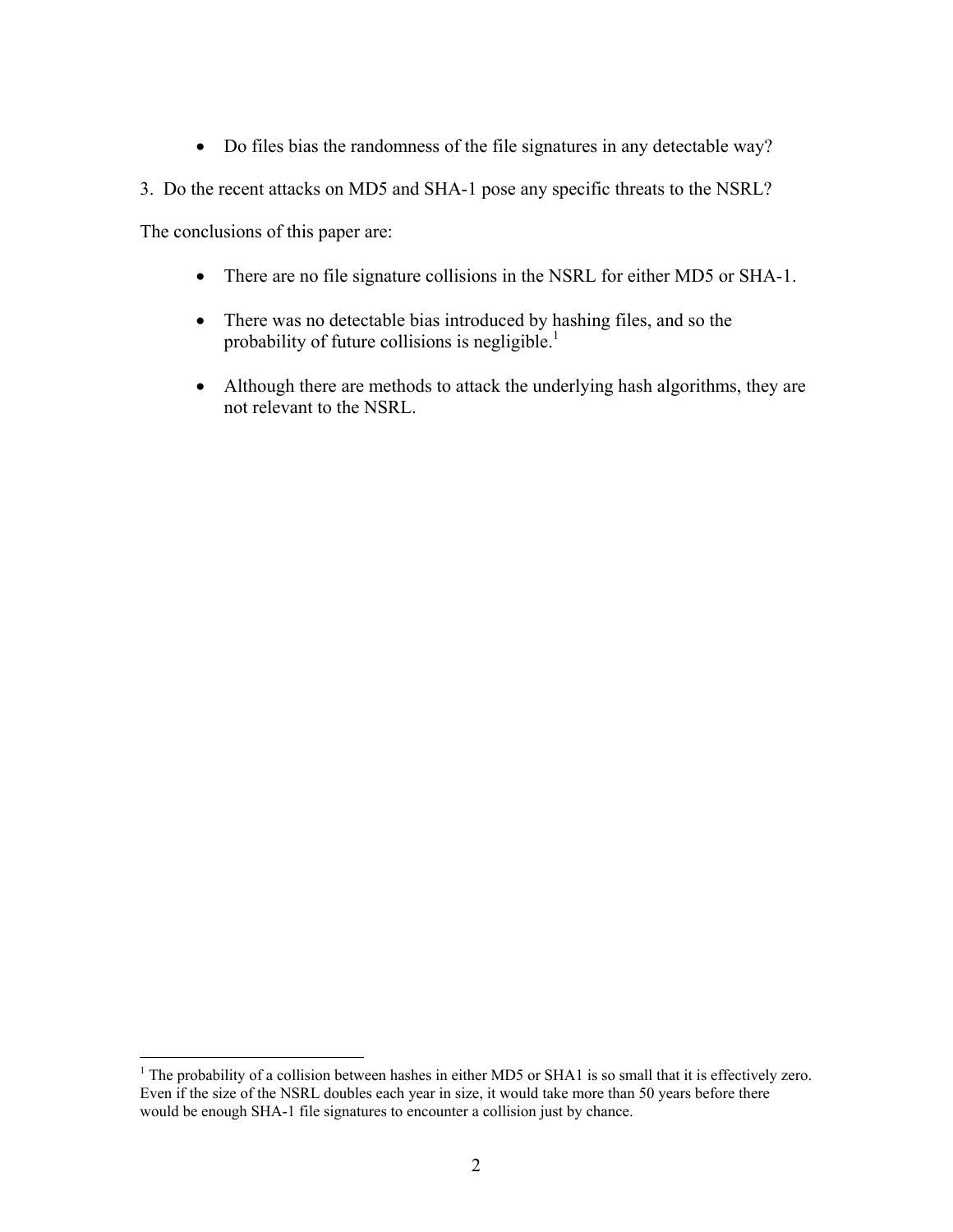- Do files bias the randomness of the file signatures in any detectable way?

3. Do the recent attacks on MD5 and SHA-1 pose any specific threats to the NSRL?

The conclusions of this paper are:

- There are no file signature collisions in the NSRL for either MD5 or SHA-1.
- There was no detectable bias introduced by hashing files, and so the probability of future collisions is negligible.[1]
- Although there are methods to attack the underlying hash algorithms, they are not relevant to the NSRL.

---

[1] The probability of a collision between hashes in either MD5 or SHA1 is so small that it is effectively zero. Even if the size of the NSRL doubles each year in size, it would take more than 50 years before there would be enough SHA-1 file signatures to encounter a collision just by chance.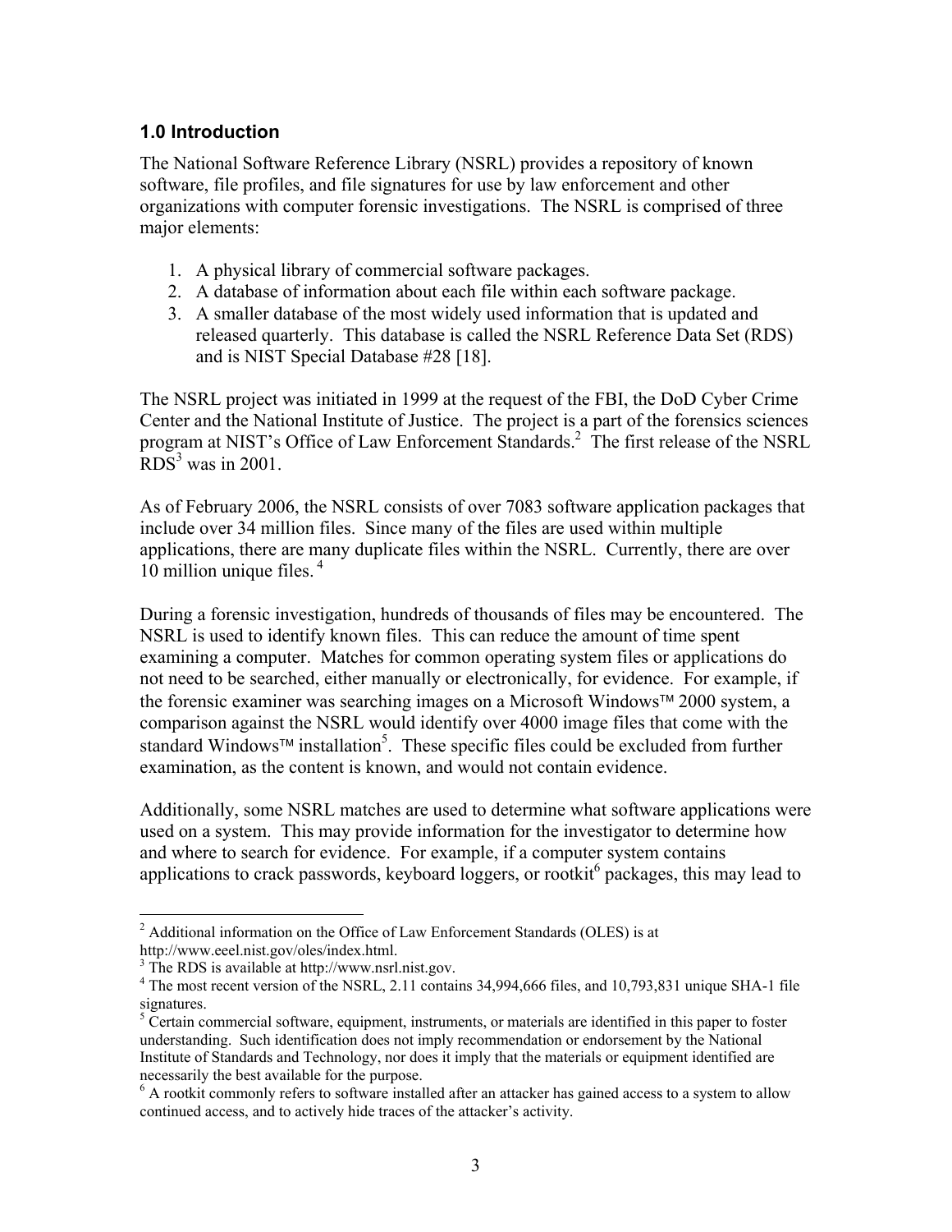## 1.0 Introduction

The National Software Reference Library (NSRL) provides a repository of known software, file profiles, and file signatures for use by law enforcement and other organizations with computer forensic investigations. The NSRL is comprised of three major elements:

1. A physical library of commercial software packages.
2. A database of information about each file within each software package.
3. A smaller database of the most widely used information that is updated and released quarterly. This database is called the NSRL Reference Data Set (RDS) and is NIST Special Database #28 [18].

The NSRL project was initiated in 1999 at the request of the FBI, the DoD Cyber Crime Center and the National Institute of Justice. The project is a part of the forensics sciences program at NIST's Office of Law Enforcement Standards.[2] The first release of the NSRL RDS[3] was in 2001.

As of February 2006, the NSRL consists of over 7083 software application packages that include over 34 million files. Since many of the files are used within multiple applications, there are many duplicate files within the NSRL. Currently, there are over 10 million unique files.[4]

During a forensic investigation, hundreds of thousands of files may be encountered. The NSRL is used to identify known files. This can reduce the amount of time spent examining a computer. Matches for common operating system files or applications do not need to be searched, either manually or electronically, for evidence. For example, if the forensic examiner was searching images on a Microsoft Windows™ 2000 system, a comparison against the NSRL would identify over 4000 image files that come with the standard Windows™ installation[5]. These specific files could be excluded from further examination, as the content is known, and would not contain evidence.

Additionally, some NSRL matches are used to determine what software applications were used on a system. This may provide information for the investigator to determine how and where to search for evidence. For example, if a computer system contains applications to crack passwords, keyboard loggers, or rootkit[6] packages, this may lead to

---

[2] Additional information on the Office of Law Enforcement Standards (OLES) is at http://www.eeel.nist.gov/oles/index.html.

[3] The RDS is available at http://www.nsrl.nist.gov.

[4] The most recent version of the NSRL, 2.11 contains 34,994,666 files, and 10,793,831 unique SHA-1 file signatures.

[5] Certain commercial software, equipment, instruments, or materials are identified in this paper to foster understanding. Such identification does not imply recommendation or endorsement by the National Institute of Standards and Technology, nor does it imply that the materials or equipment identified are necessarily the best available for the purpose.

[6] A rootkit commonly refers to software installed after an attacker has gained access to a system to allow continued access, and to actively hide traces of the attacker's activity.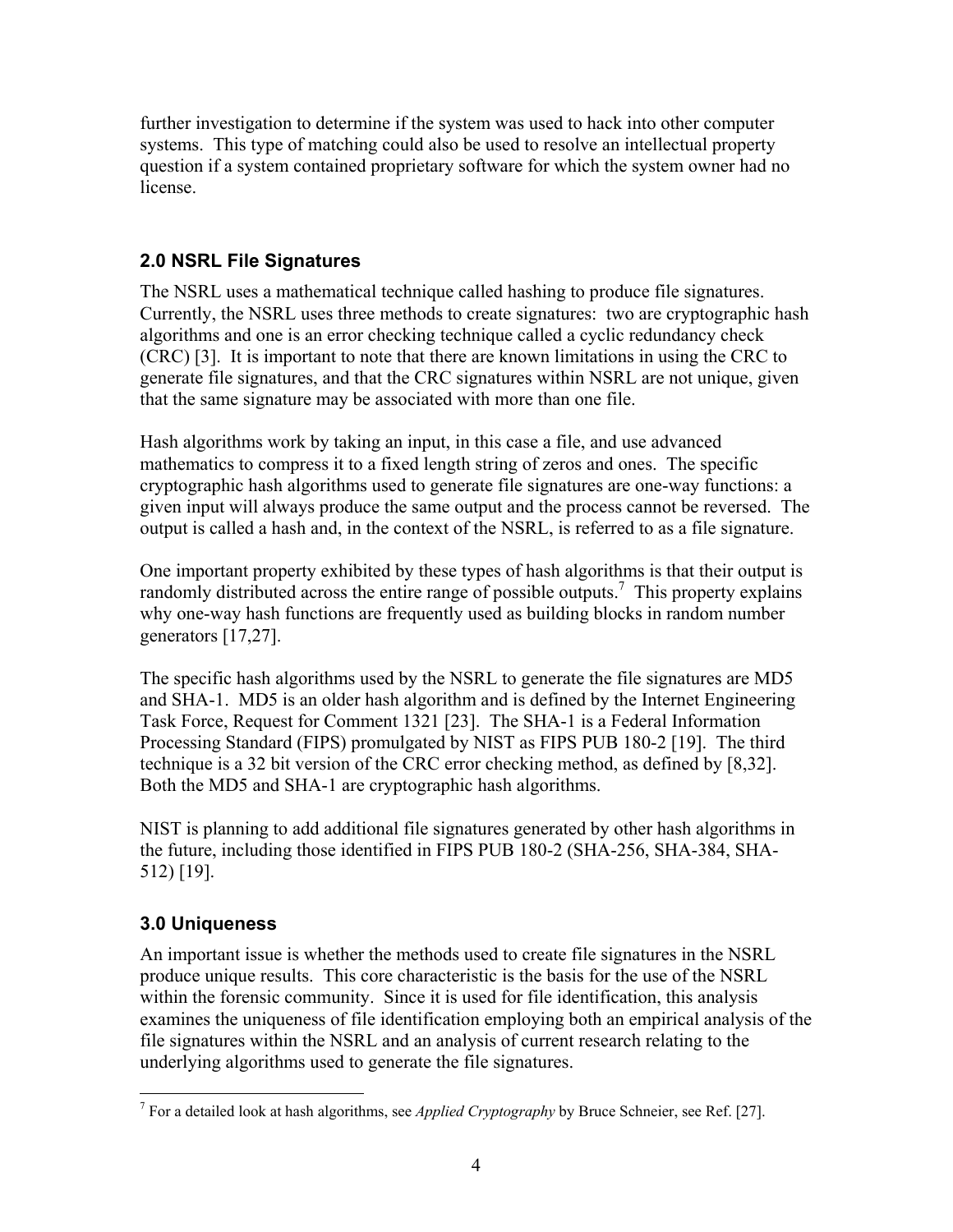further investigation to determine if the system was used to hack into other computer systems. This type of matching could also be used to resolve an intellectual property question if a system contained proprietary software for which the system owner had no license.

## 2.0 NSRL File Signatures

The NSRL uses a mathematical technique called hashing to produce file signatures. Currently, the NSRL uses three methods to create signatures: two are cryptographic hash algorithms and one is an error checking technique called a cyclic redundancy check (CRC) [3]. It is important to note that there are known limitations in using the CRC to generate file signatures, and that the CRC signatures within NSRL are not unique, given that the same signature may be associated with more than one file.

Hash algorithms work by taking an input, in this case a file, and use advanced mathematics to compress it to a fixed length string of zeros and ones. The specific cryptographic hash algorithms used to generate file signatures are one-way functions: a given input will always produce the same output and the process cannot be reversed. The output is called a hash and, in the context of the NSRL, is referred to as a file signature.

One important property exhibited by these types of hash algorithms is that their output is randomly distributed across the entire range of possible outputs.[7] This property explains why one-way hash functions are frequently used as building blocks in random number generators [17,27].

The specific hash algorithms used by the NSRL to generate the file signatures are MD5 and SHA-1. MD5 is an older hash algorithm and is defined by the Internet Engineering Task Force, Request for Comment 1321 [23]. The SHA-1 is a Federal Information Processing Standard (FIPS) promulgated by NIST as FIPS PUB 180-2 [19]. The third technique is a 32 bit version of the CRC error checking method, as defined by [8,32]. Both the MD5 and SHA-1 are cryptographic hash algorithms.

NIST is planning to add additional file signatures generated by other hash algorithms in the future, including those identified in FIPS PUB 180-2 (SHA-256, SHA-384, SHA-512) [19].

## 3.0 Uniqueness

An important issue is whether the methods used to create file signatures in the NSRL produce unique results. This core characteristic is the basis for the use of the NSRL within the forensic community. Since it is used for file identification, this analysis examines the uniqueness of file identification employing both an empirical analysis of the file signatures within the NSRL and an analysis of current research relating to the underlying algorithms used to generate the file signatures.

---

[7] For a detailed look at hash algorithms, see *Applied Cryptography* by Bruce Schneier, see Ref. [27].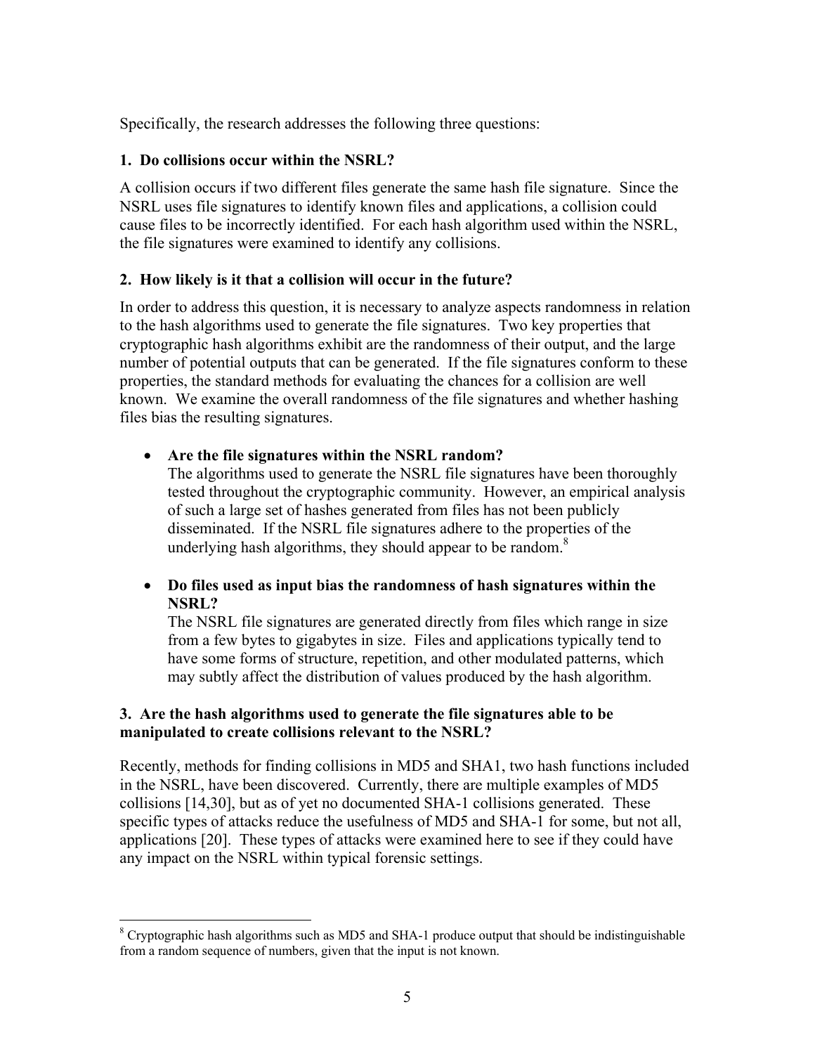Specifically, the research addresses the following three questions:

**1. Do collisions occur within the NSRL?**

A collision occurs if two different files generate the same hash file signature. Since the NSRL uses file signatures to identify known files and applications, a collision could cause files to be incorrectly identified. For each hash algorithm used within the NSRL, the file signatures were examined to identify any collisions.

**2. How likely is it that a collision will occur in the future?**

In order to address this question, it is necessary to analyze aspects randomness in relation to the hash algorithms used to generate the file signatures. Two key properties that cryptographic hash algorithms exhibit are the randomness of their output, and the large number of potential outputs that can be generated. If the file signatures conform to these properties, the standard methods for evaluating the chances for a collision are well known. We examine the overall randomness of the file signatures and whether hashing files bias the resulting signatures.

- **Are the file signatures within the NSRL random?**
  The algorithms used to generate the NSRL file signatures have been thoroughly tested throughout the cryptographic community. However, an empirical analysis of such a large set of hashes generated from files has not been publicly disseminated. If the NSRL file signatures adhere to the properties of the underlying hash algorithms, they should appear to be random.[8]

- **Do files used as input bias the randomness of hash signatures within the NSRL?**
  The NSRL file signatures are generated directly from files which range in size from a few bytes to gigabytes in size. Files and applications typically tend to have some forms of structure, repetition, and other modulated patterns, which may subtly affect the distribution of values produced by the hash algorithm.

**3. Are the hash algorithms used to generate the file signatures able to be manipulated to create collisions relevant to the NSRL?**

Recently, methods for finding collisions in MD5 and SHA1, two hash functions included in the NSRL, have been discovered. Currently, there are multiple examples of MD5 collisions [14,30], but as of yet no documented SHA-1 collisions generated. These specific types of attacks reduce the usefulness of MD5 and SHA-1 for some, but not all, applications [20]. These types of attacks were examined here to see if they could have any impact on the NSRL within typical forensic settings.

---

[8] Cryptographic hash algorithms such as MD5 and SHA-1 produce output that should be indistinguishable from a random sequence of numbers, given that the input is not known.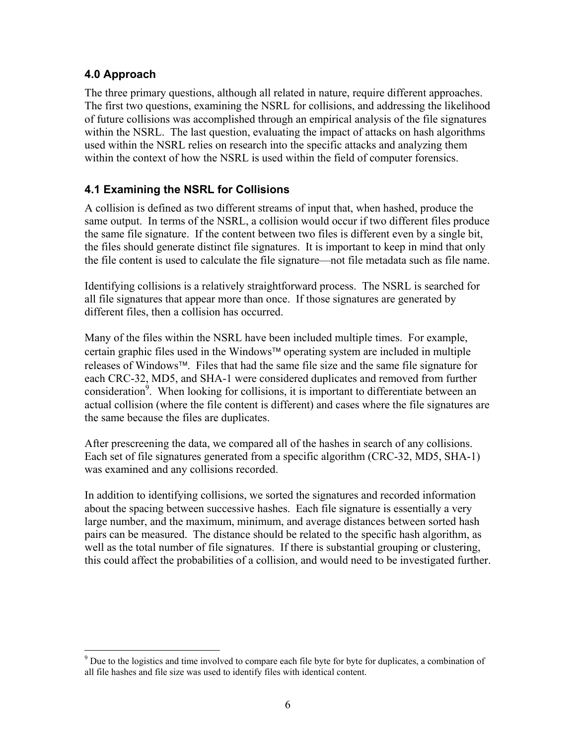## 4.0 Approach

The three primary questions, although all related in nature, require different approaches. The first two questions, examining the NSRL for collisions, and addressing the likelihood of future collisions was accomplished through an empirical analysis of the file signatures within the NSRL. The last question, evaluating the impact of attacks on hash algorithms used within the NSRL relies on research into the specific attacks and analyzing them within the context of how the NSRL is used within the field of computer forensics.

## 4.1 Examining the NSRL for Collisions

A collision is defined as two different streams of input that, when hashed, produce the same output. In terms of the NSRL, a collision would occur if two different files produce the same file signature. If the content between two files is different even by a single bit, the files should generate distinct file signatures. It is important to keep in mind that only the file content is used to calculate the file signature—not file metadata such as file name.

Identifying collisions is a relatively straightforward process. The NSRL is searched for all file signatures that appear more than once. If those signatures are generated by different files, then a collision has occurred.

Many of the files within the NSRL have been included multiple times. For example, certain graphic files used in the Windows™ operating system are included in multiple releases of Windows™. Files that had the same file size and the same file signature for each CRC-32, MD5, and SHA-1 were considered duplicates and removed from further consideration[9]. When looking for collisions, it is important to differentiate between an actual collision (where the file content is different) and cases where the file signatures are the same because the files are duplicates.

After prescreening the data, we compared all of the hashes in search of any collisions. Each set of file signatures generated from a specific algorithm (CRC-32, MD5, SHA-1) was examined and any collisions recorded.

In addition to identifying collisions, we sorted the signatures and recorded information about the spacing between successive hashes. Each file signature is essentially a very large number, and the maximum, minimum, and average distances between sorted hash pairs can be measured. The distance should be related to the specific hash algorithm, as well as the total number of file signatures. If there is substantial grouping or clustering, this could affect the probabilities of a collision, and would need to be investigated further.

---

[9] Due to the logistics and time involved to compare each file byte for byte for duplicates, a combination of all file hashes and file size was used to identify files with identical content.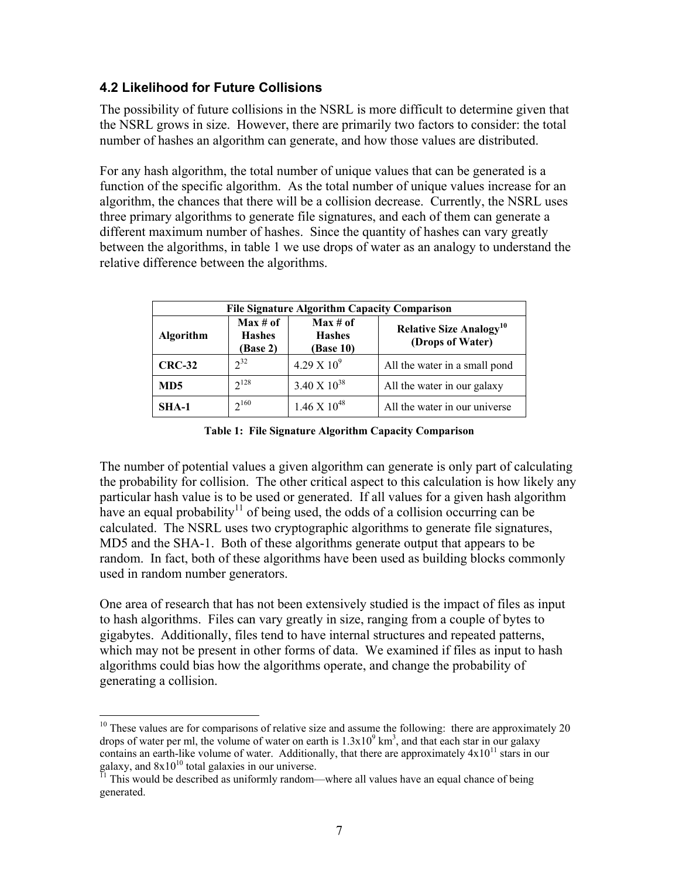### 4.2 Likelihood for Future Collisions

The possibility of future collisions in the NSRL is more difficult to determine given that the NSRL grows in size. However, there are primarily two factors to consider: the total number of hashes an algorithm can generate, and how those values are distributed.

For any hash algorithm, the total number of unique values that can be generated is a function of the specific algorithm. As the total number of unique values increase for an algorithm, the chances that there will be a collision decrease. Currently, the NSRL uses three primary algorithms to generate file signatures, and each of them can generate a different maximum number of hashes. Since the quantity of hashes can vary greatly between the algorithms, in table 1 we use drops of water as an analogy to understand the relative difference between the algorithms.

| File Signature Algorithm Capacity Comparison | | | |
|---|---|---|---|
| **Algorithm** | **Max # of Hashes (Base 2)** | **Max # of Hashes (Base 10)** | **Relative Size Analogy[10] (Drops of Water)** |
| **CRC-32** | $2^{32}$ | $4.29 \times 10^{9}$ | All the water in a small pond |
| **MD5** | $2^{128}$ | $3.40 \times 10^{38}$ | All the water in our galaxy |
| **SHA-1** | $2^{160}$ | $1.46 \times 10^{48}$ | All the water in our universe |

**Table 1: File Signature Algorithm Capacity Comparison**

The number of potential values a given algorithm can generate is only part of calculating the probability for collision. The other critical aspect to this calculation is how likely any particular hash value is to be used or generated. If all values for a given hash algorithm have an equal probability[11] of being used, the odds of a collision occurring can be calculated. The NSRL uses two cryptographic algorithms to generate file signatures, MD5 and the SHA-1. Both of these algorithms generate output that appears to be random. In fact, both of these algorithms have been used as building blocks commonly used in random number generators.

One area of research that has not been extensively studied is the impact of files as input to hash algorithms. Files can vary greatly in size, ranging from a couple of bytes to gigabytes. Additionally, files tend to have internal structures and repeated patterns, which may not be present in other forms of data. We examined if files as input to hash algorithms could bias how the algorithms operate, and change the probability of generating a collision.

---

[10] These values are for comparisons of relative size and assume the following: there are approximately 20 drops of water per ml, the volume of water on earth is $1.3 \times 10^{9}$ km$^{3}$, and that each star in our galaxy contains an earth-like volume of water. Additionally, that there are approximately $4 \times 10^{11}$ stars in our galaxy, and $8 \times 10^{10}$ total galaxies in our universe.

[11] This would be described as uniformly random—where all values have an equal chance of being generated.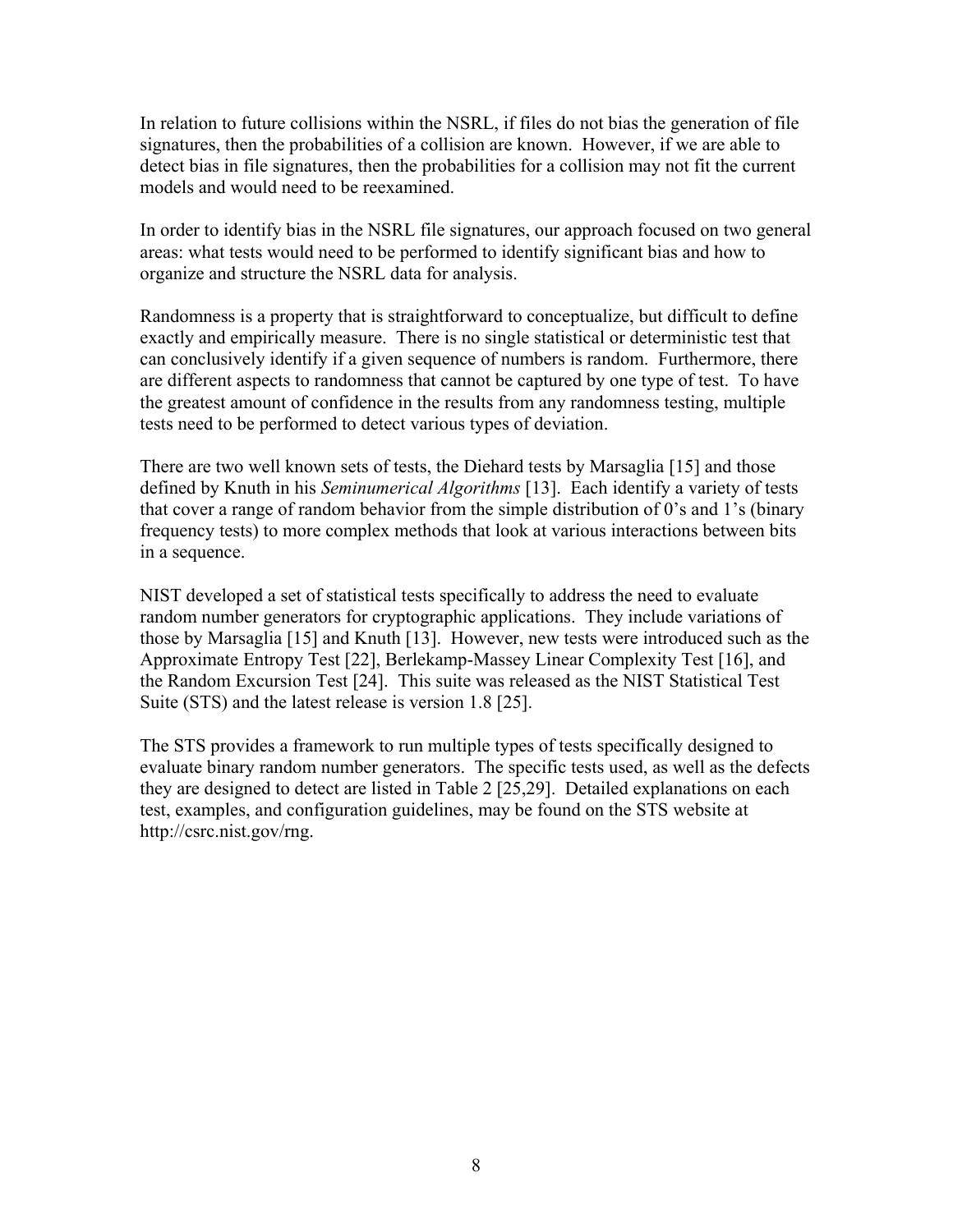In relation to future collisions within the NSRL, if files do not bias the generation of file signatures, then the probabilities of a collision are known. However, if we are able to detect bias in file signatures, then the probabilities for a collision may not fit the current models and would need to be reexamined.

In order to identify bias in the NSRL file signatures, our approach focused on two general areas: what tests would need to be performed to identify significant bias and how to organize and structure the NSRL data for analysis.

Randomness is a property that is straightforward to conceptualize, but difficult to define exactly and empirically measure. There is no single statistical or deterministic test that can conclusively identify if a given sequence of numbers is random. Furthermore, there are different aspects to randomness that cannot be captured by one type of test. To have the greatest amount of confidence in the results from any randomness testing, multiple tests need to be performed to detect various types of deviation.

There are two well known sets of tests, the Diehard tests by Marsaglia [15] and those defined by Knuth in his *Seminumerical Algorithms* [13]. Each identify a variety of tests that cover a range of random behavior from the simple distribution of 0's and 1's (binary frequency tests) to more complex methods that look at various interactions between bits in a sequence.

NIST developed a set of statistical tests specifically to address the need to evaluate random number generators for cryptographic applications. They include variations of those by Marsaglia [15] and Knuth [13]. However, new tests were introduced such as the Approximate Entropy Test [22], Berlekamp-Massey Linear Complexity Test [16], and the Random Excursion Test [24]. This suite was released as the NIST Statistical Test Suite (STS) and the latest release is version 1.8 [25].

The STS provides a framework to run multiple types of tests specifically designed to evaluate binary random number generators. The specific tests used, as well as the defects they are designed to detect are listed in Table 2 [25,29]. Detailed explanations on each test, examples, and configuration guidelines, may be found on the STS website at http://csrc.nist.gov/rng.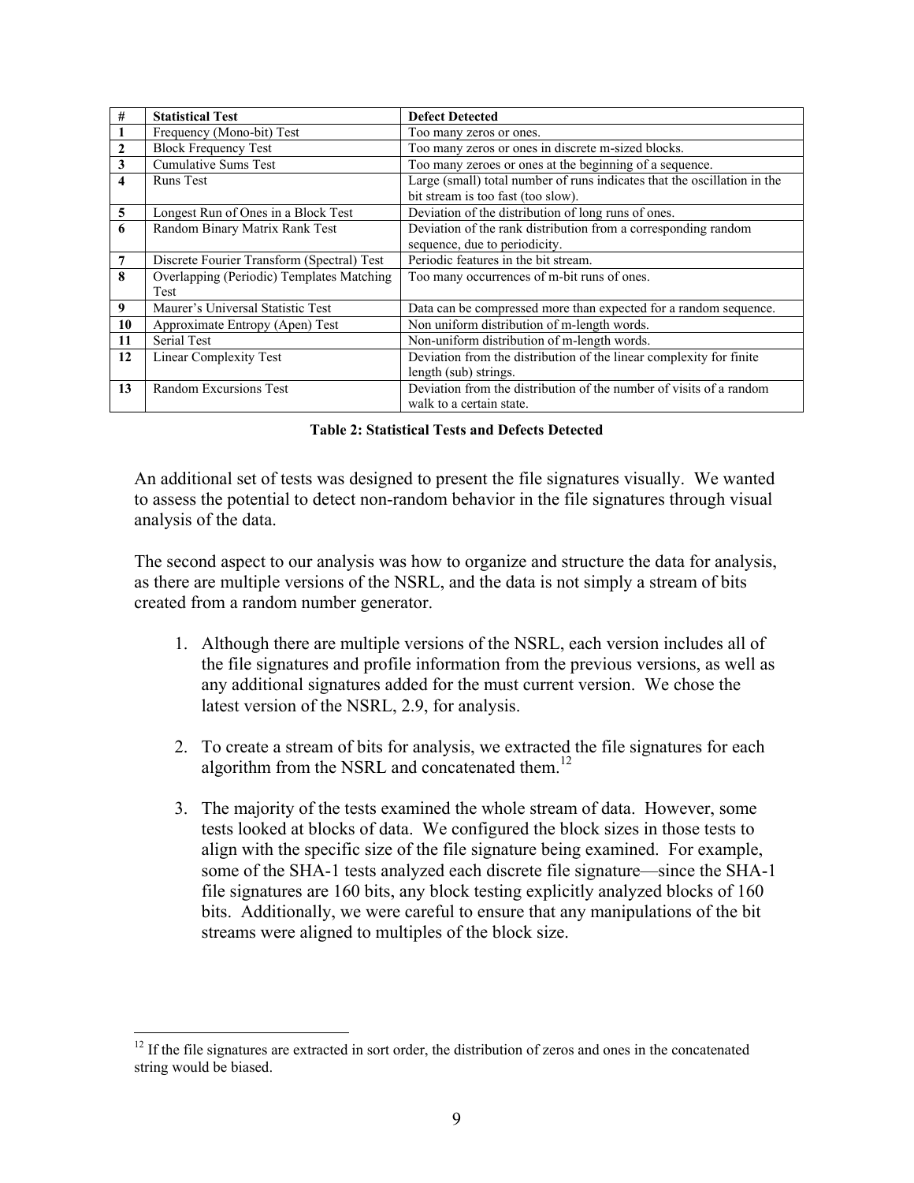| # | Statistical Test | Defect Detected |
|---|---|---|
| **1** | Frequency (Mono-bit) Test | Too many zeros or ones. |
| **2** | Block Frequency Test | Too many zeros or ones in discrete m-sized blocks. |
| **3** | Cumulative Sums Test | Too many zeroes or ones at the beginning of a sequence. |
| **4** | Runs Test | Large (small) total number of runs indicates that the oscillation in the bit stream is too fast (too slow). |
| **5** | Longest Run of Ones in a Block Test | Deviation of the distribution of long runs of ones. |
| **6** | Random Binary Matrix Rank Test | Deviation of the rank distribution from a corresponding random sequence, due to periodicity. |
| **7** | Discrete Fourier Transform (Spectral) Test | Periodic features in the bit stream. |
| **8** | Overlapping (Periodic) Templates Matching Test | Too many occurrences of m-bit runs of ones. |
| **9** | Maurer's Universal Statistic Test | Data can be compressed more than expected for a random sequence. |
| **10** | Approximate Entropy (Apen) Test | Non uniform distribution of m-length words. |
| **11** | Serial Test | Non-uniform distribution of m-length words. |
| **12** | Linear Complexity Test | Deviation from the distribution of the linear complexity for finite length (sub) strings. |
| **13** | Random Excursions Test | Deviation from the distribution of the number of visits of a random walk to a certain state. |

**Table 2: Statistical Tests and Defects Detected**

An additional set of tests was designed to present the file signatures visually. We wanted to assess the potential to detect non-random behavior in the file signatures through visual analysis of the data.

The second aspect to our analysis was how to organize and structure the data for analysis, as there are multiple versions of the NSRL, and the data is not simply a stream of bits created from a random number generator.

1. Although there are multiple versions of the NSRL, each version includes all of the file signatures and profile information from the previous versions, as well as any additional signatures added for the must current version. We chose the latest version of the NSRL, 2.9, for analysis.

2. To create a stream of bits for analysis, we extracted the file signatures for each algorithm from the NSRL and concatenated them.[12]

3. The majority of the tests examined the whole stream of data. However, some tests looked at blocks of data. We configured the block sizes in those tests to align with the specific size of the file signature being examined. For example, some of the SHA-1 tests analyzed each discrete file signature—since the SHA-1 file signatures are 160 bits, any block testing explicitly analyzed blocks of 160 bits. Additionally, we were careful to ensure that any manipulations of the bit streams were aligned to multiples of the block size.

[12] If the file signatures are extracted in sort order, the distribution of zeros and ones in the concatenated string would be biased.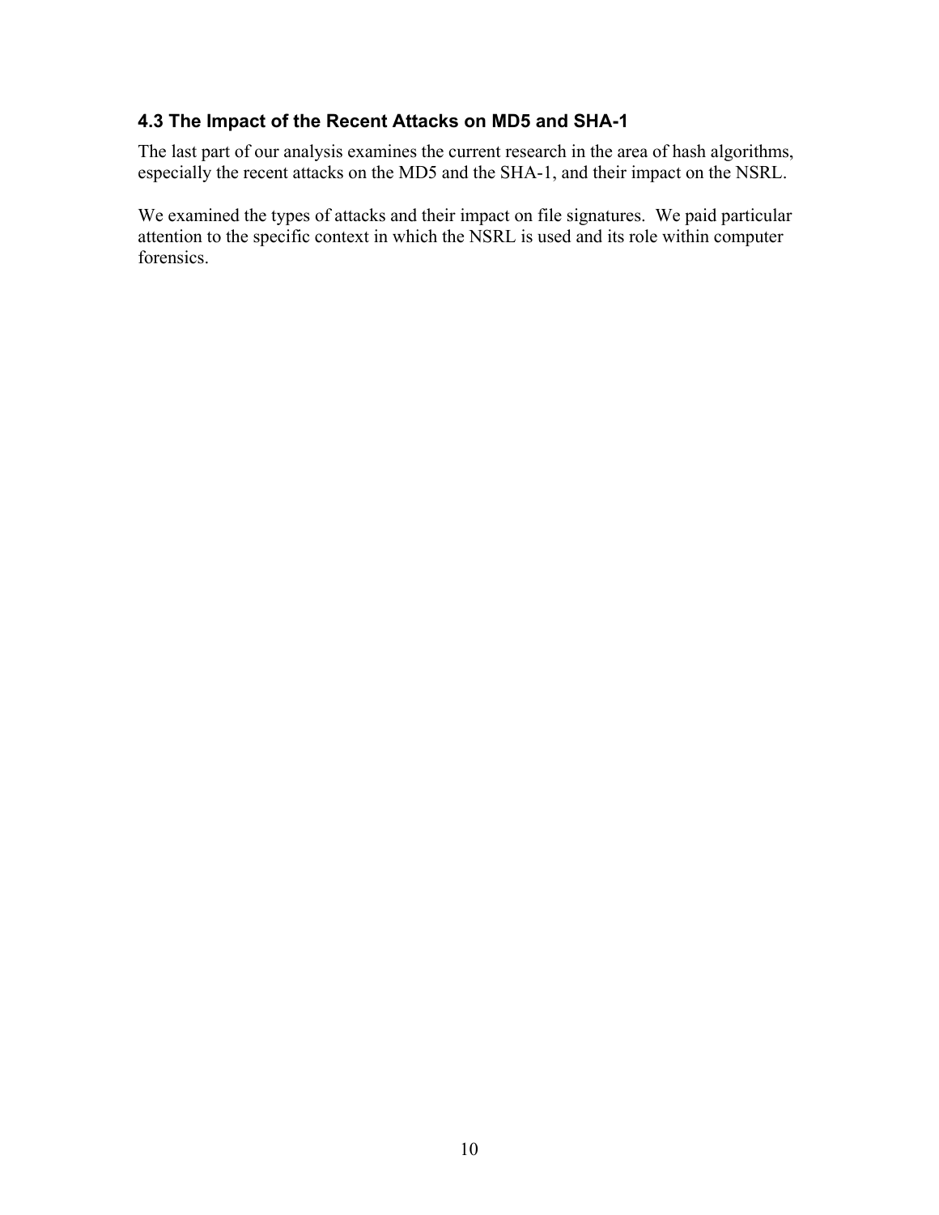### 4.3 The Impact of the Recent Attacks on MD5 and SHA-1

The last part of our analysis examines the current research in the area of hash algorithms, especially the recent attacks on the MD5 and the SHA-1, and their impact on the NSRL.

We examined the types of attacks and their impact on file signatures. We paid particular attention to the specific context in which the NSRL is used and its role within computer forensics.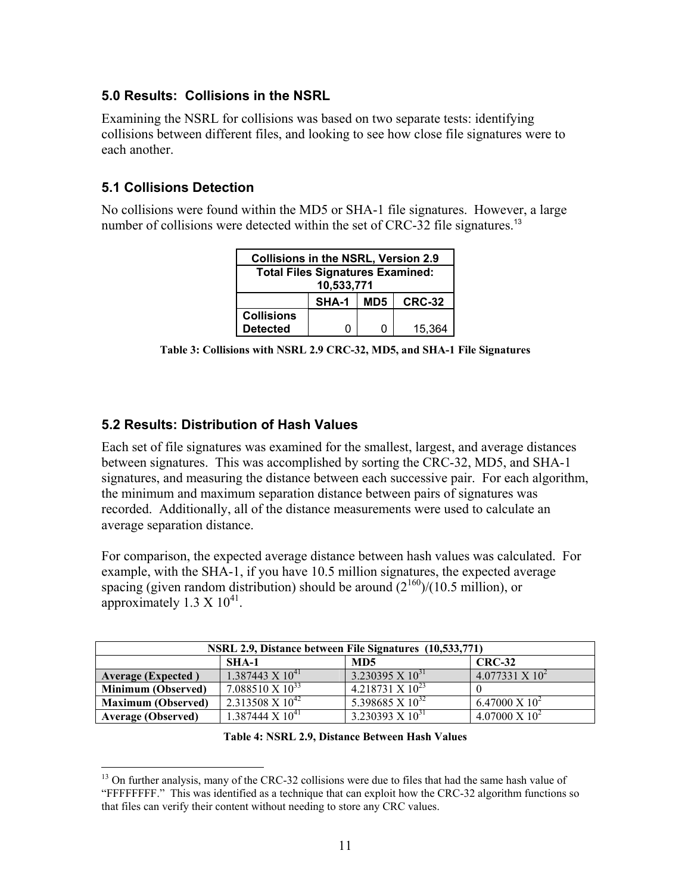## 5.0 Results: Collisions in the NSRL

Examining the NSRL for collisions was based on two separate tests: identifying collisions between different files, and looking to see how close file signatures were to each another.

### 5.1 Collisions Detection

No collisions were found within the MD5 or SHA-1 file signatures. However, a large number of collisions were detected within the set of CRC-32 file signatures.[13]

| Collisions in the NSRL, Version 2.9 | | | |
|---|---|---|---|
| **Total Files Signatures Examined: 10,533,771** | | | |
| | **SHA-1** | **MD5** | **CRC-32** |
| **Collisions Detected** | 0 | 0 | 15,364 |

**Table 3: Collisions with NSRL 2.9 CRC-32, MD5, and SHA-1 File Signatures**

### 5.2 Results: Distribution of Hash Values

Each set of file signatures was examined for the smallest, largest, and average distances between signatures. This was accomplished by sorting the CRC-32, MD5, and SHA-1 signatures, and measuring the distance between each successive pair. For each algorithm, the minimum and maximum separation distance between pairs of signatures was recorded. Additionally, all of the distance measurements were used to calculate an average separation distance.

For comparison, the expected average distance between hash values was calculated. For example, with the SHA-1, if you have 10.5 million signatures, the expected average spacing (given random distribution) should be around $(2^{160})/(10.5 \text{ million})$, or approximately $1.3 \times 10^{41}$.

| NSRL 2.9, Distance between File Signatures (10,533,771) | | | |
|---|---|---|---|
| | **SHA-1** | **MD5** | **CRC-32** |
| **Average (Expected )** | $1.387443 \times 10^{41}$ | $3.230395 \times 10^{31}$ | $4.077331 \times 10^{2}$ |
| **Minimum (Observed)** | $7.088510 \times 10^{33}$ | $4.218731 \times 10^{23}$ | 0 |
| **Maximum (Observed)** | $2.313508 \times 10^{42}$ | $5.398685 \times 10^{32}$ | $6.47000 \times 10^{2}$ |
| **Average (Observed)** | $1.387444 \times 10^{41}$ | $3.230393 \times 10^{31}$ | $4.07000 \times 10^{2}$ |

**Table 4: NSRL 2.9, Distance Between Hash Values**

---

[13] On further analysis, many of the CRC-32 collisions were due to files that had the same hash value of "FFFFFFFF." This was identified as a technique that can exploit how the CRC-32 algorithm functions so that files can verify their content without needing to store any CRC values.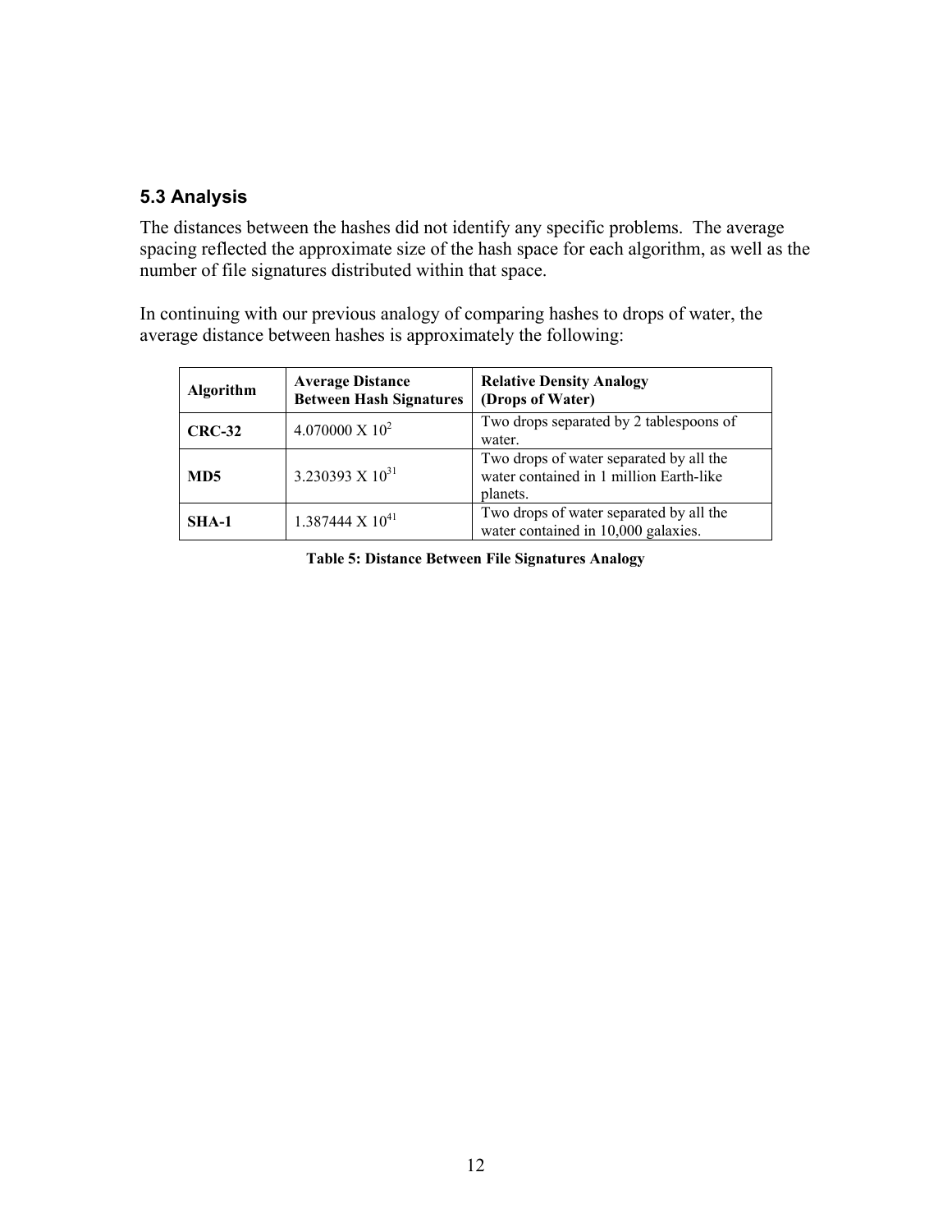## 5.3 Analysis

The distances between the hashes did not identify any specific problems. The average spacing reflected the approximate size of the hash space for each algorithm, as well as the number of file signatures distributed within that space.

In continuing with our previous analogy of comparing hashes to drops of water, the average distance between hashes is approximately the following:

| **Algorithm** | **Average Distance Between Hash Signatures** | **Relative Density Analogy (Drops of Water)** |
|---|---|---|
| **CRC-32** | $4.070000 \times 10^{2}$ | Two drops separated by 2 tablespoons of water. |
| **MD5** | $3.230393 \times 10^{31}$ | Two drops of water separated by all the water contained in 1 million Earth-like planets. |
| **SHA-1** | $1.387444 \times 10^{41}$ | Two drops of water separated by all the water contained in 10,000 galaxies. |

**Table 5: Distance Between File Signatures Analogy**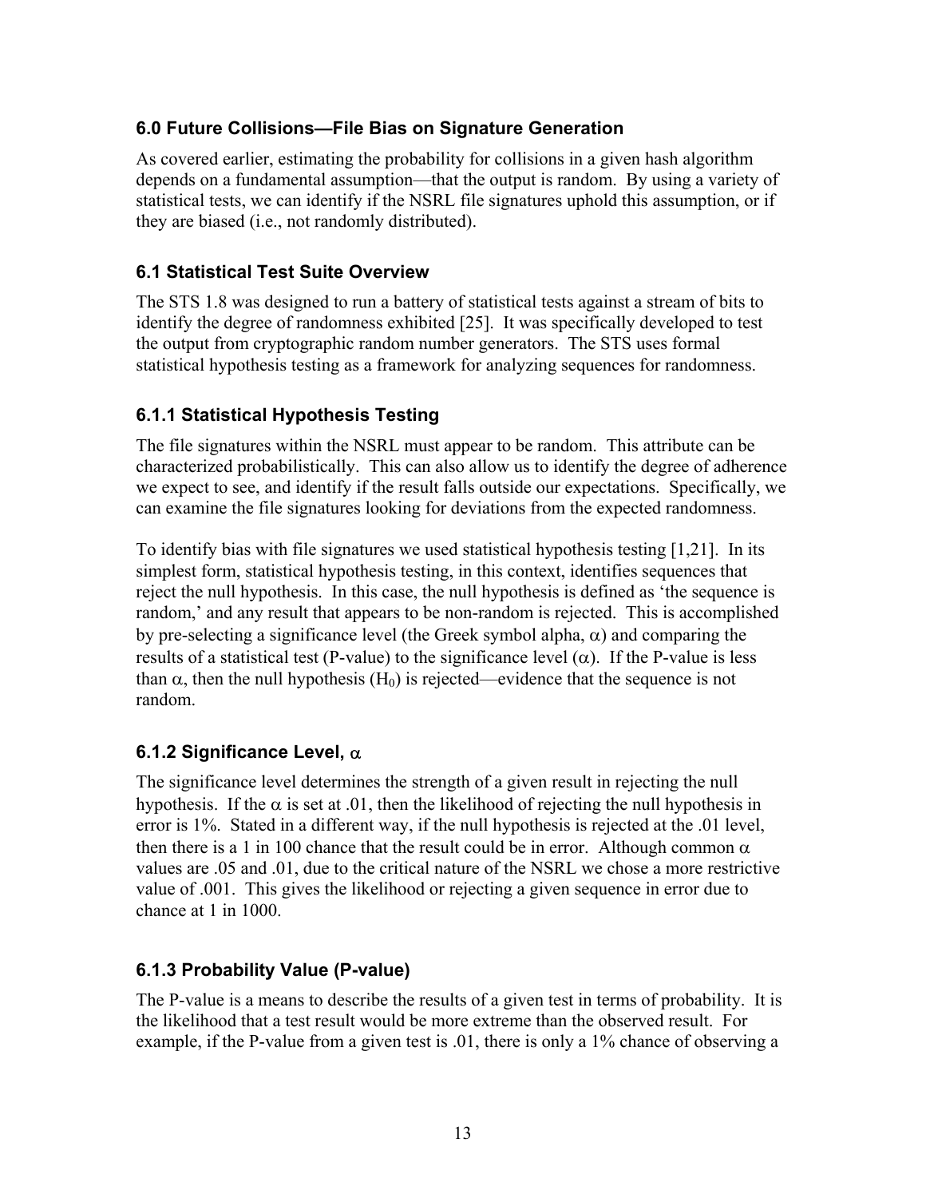## 6.0 Future Collisions—File Bias on Signature Generation

As covered earlier, estimating the probability for collisions in a given hash algorithm depends on a fundamental assumption—that the output is random. By using a variety of statistical tests, we can identify if the NSRL file signatures uphold this assumption, or if they are biased (i.e., not randomly distributed).

### 6.1 Statistical Test Suite Overview

The STS 1.8 was designed to run a battery of statistical tests against a stream of bits to identify the degree of randomness exhibited [25]. It was specifically developed to test the output from cryptographic random number generators. The STS uses formal statistical hypothesis testing as a framework for analyzing sequences for randomness.

#### 6.1.1 Statistical Hypothesis Testing

The file signatures within the NSRL must appear to be random. This attribute can be characterized probabilistically. This can also allow us to identify the degree of adherence we expect to see, and identify if the result falls outside our expectations. Specifically, we can examine the file signatures looking for deviations from the expected randomness.

To identify bias with file signatures we used statistical hypothesis testing [1,21]. In its simplest form, statistical hypothesis testing, in this context, identifies sequences that reject the null hypothesis. In this case, the null hypothesis is defined as 'the sequence is random,' and any result that appears to be non-random is rejected. This is accomplished by pre-selecting a significance level (the Greek symbol alpha, $\alpha$) and comparing the results of a statistical test (P-value) to the significance level ($\alpha$). If the P-value is less than $\alpha$, then the null hypothesis ($H_0$) is rejected—evidence that the sequence is not random.

#### 6.1.2 Significance Level, $\alpha$

The significance level determines the strength of a given result in rejecting the null hypothesis. If the $\alpha$ is set at .01, then the likelihood of rejecting the null hypothesis in error is 1%. Stated in a different way, if the null hypothesis is rejected at the .01 level, then there is a 1 in 100 chance that the result could be in error. Although common $\alpha$ values are .05 and .01, due to the critical nature of the NSRL we chose a more restrictive value of .001. This gives the likelihood or rejecting a given sequence in error due to chance at 1 in 1000.

#### 6.1.3 Probability Value (P-value)

The P-value is a means to describe the results of a given test in terms of probability. It is the likelihood that a test result would be more extreme than the observed result. For example, if the P-value from a given test is .01, there is only a 1% chance of observing a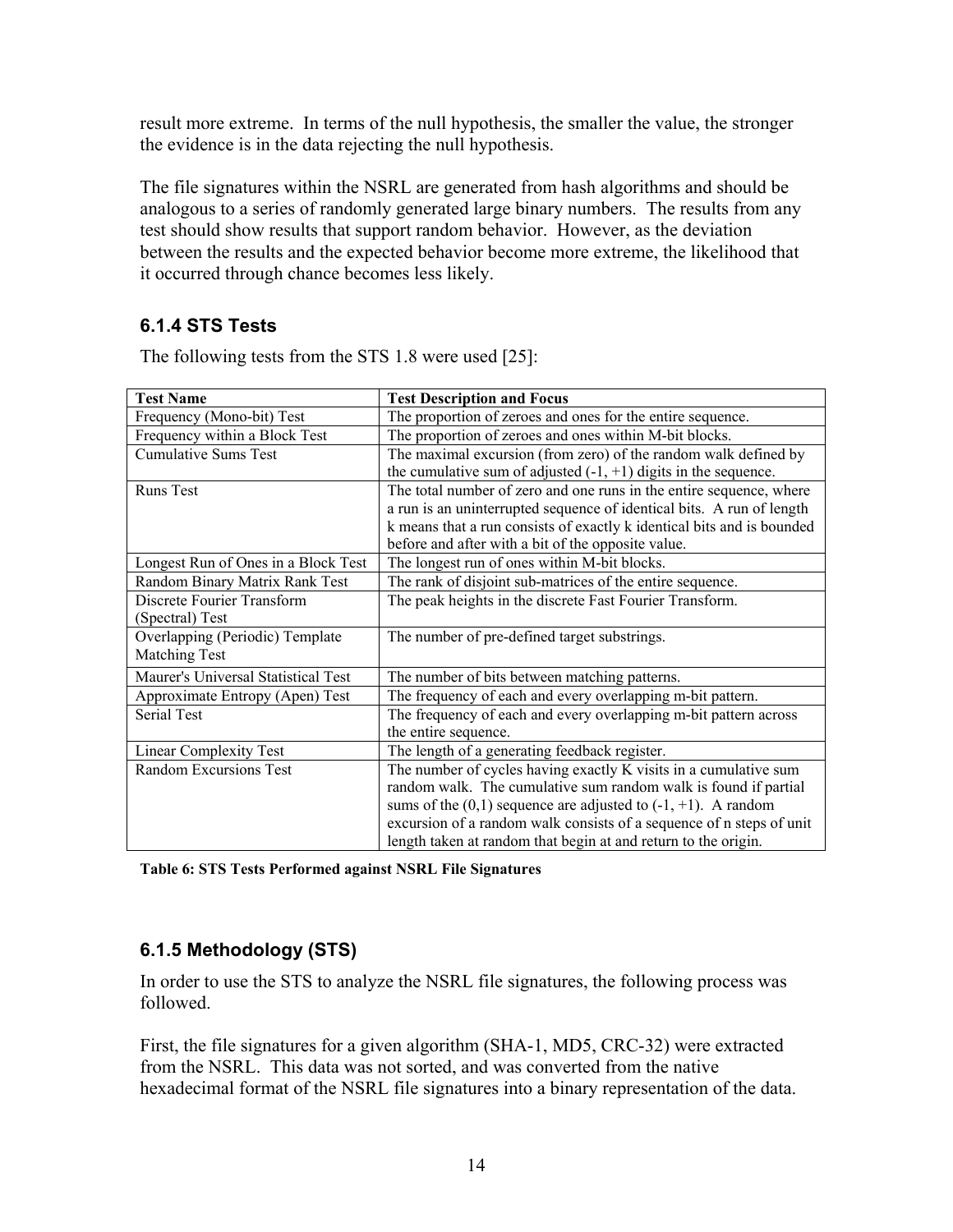result more extreme. In terms of the null hypothesis, the smaller the value, the stronger the evidence is in the data rejecting the null hypothesis.

The file signatures within the NSRL are generated from hash algorithms and should be analogous to a series of randomly generated large binary numbers. The results from any test should show results that support random behavior. However, as the deviation between the results and the expected behavior become more extreme, the likelihood that it occurred through chance becomes less likely.

### 6.1.4 STS Tests

The following tests from the STS 1.8 were used [25]:

| Test Name | Test Description and Focus |
|---|---|
| Frequency (Mono-bit) Test | The proportion of zeroes and ones for the entire sequence. |
| Frequency within a Block Test | The proportion of zeroes and ones within M-bit blocks. |
| Cumulative Sums Test | The maximal excursion (from zero) of the random walk defined by the cumulative sum of adjusted (-1, +1) digits in the sequence. |
| Runs Test | The total number of zero and one runs in the entire sequence, where a run is an uninterrupted sequence of identical bits. A run of length k means that a run consists of exactly k identical bits and is bounded before and after with a bit of the opposite value. |
| Longest Run of Ones in a Block Test | The longest run of ones within M-bit blocks. |
| Random Binary Matrix Rank Test | The rank of disjoint sub-matrices of the entire sequence. |
| Discrete Fourier Transform (Spectral) Test | The peak heights in the discrete Fast Fourier Transform. |
| Overlapping (Periodic) Template Matching Test | The number of pre-defined target substrings. |
| Maurer's Universal Statistical Test | The number of bits between matching patterns. |
| Approximate Entropy (Apen) Test | The frequency of each and every overlapping m-bit pattern. |
| Serial Test | The frequency of each and every overlapping m-bit pattern across the entire sequence. |
| Linear Complexity Test | The length of a generating feedback register. |
| Random Excursions Test | The number of cycles having exactly K visits in a cumulative sum random walk. The cumulative sum random walk is found if partial sums of the (0,1) sequence are adjusted to (-1, +1). A random excursion of a random walk consists of a sequence of n steps of unit length taken at random that begin at and return to the origin. |

**Table 6: STS Tests Performed against NSRL File Signatures**

### 6.1.5 Methodology (STS)

In order to use the STS to analyze the NSRL file signatures, the following process was followed.

First, the file signatures for a given algorithm (SHA-1, MD5, CRC-32) were extracted from the NSRL. This data was not sorted, and was converted from the native hexadecimal format of the NSRL file signatures into a binary representation of the data.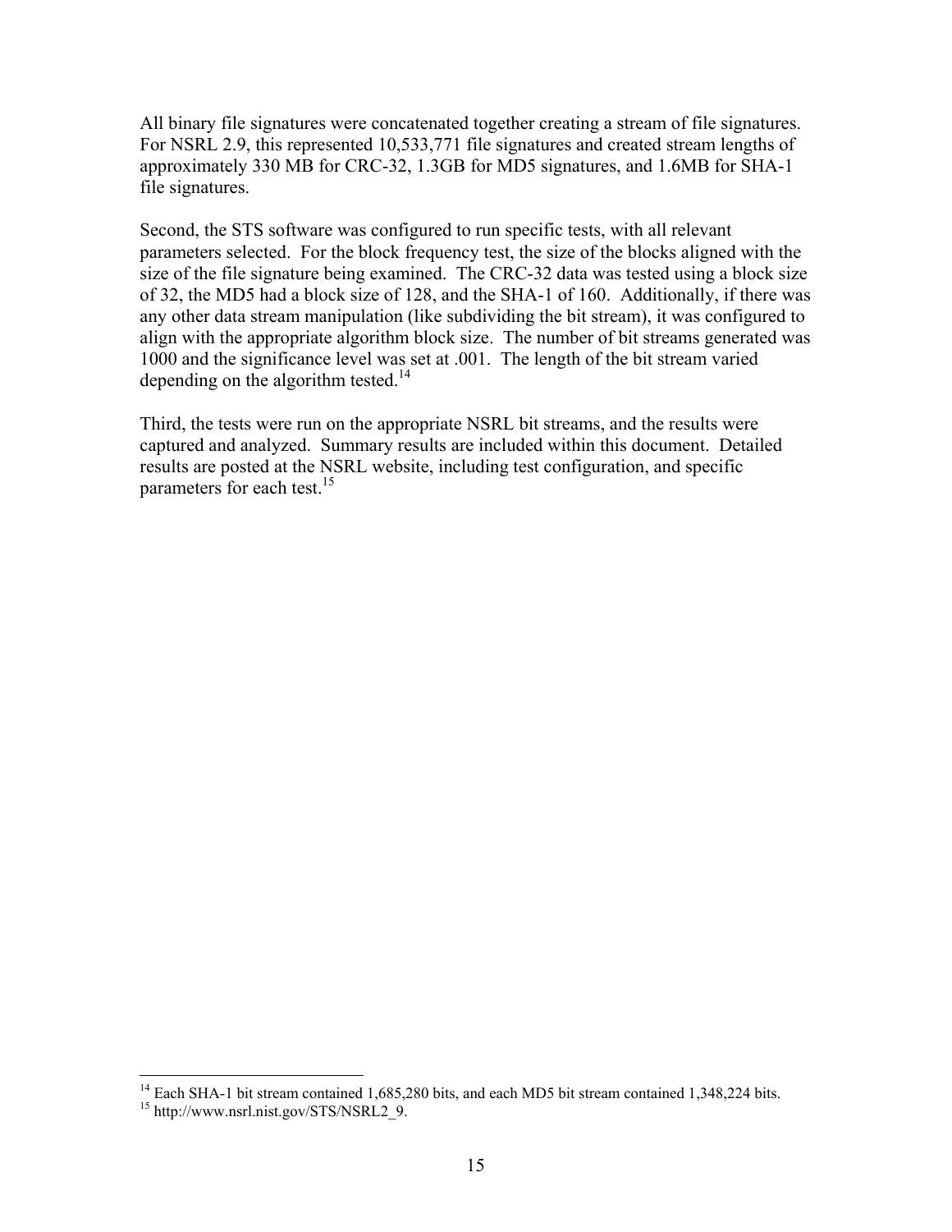All binary file signatures were concatenated together creating a stream of file signatures. For NSRL 2.9, this represented 10,533,771 file signatures and created stream lengths of approximately 330 MB for CRC-32, 1.3GB for MD5 signatures, and 1.6MB for SHA-1 file signatures.

Second, the STS software was configured to run specific tests, with all relevant parameters selected. For the block frequency test, the size of the blocks aligned with the size of the file signature being examined. The CRC-32 data was tested using a block size of 32, the MD5 had a block size of 128, and the SHA-1 of 160. Additionally, if there was any other data stream manipulation (like subdividing the bit stream), it was configured to align with the appropriate algorithm block size. The number of bit streams generated was 1000 and the significance level was set at .001. The length of the bit stream varied depending on the algorithm tested.[14]

Third, the tests were run on the appropriate NSRL bit streams, and the results were captured and analyzed. Summary results are included within this document. Detailed results are posted at the NSRL website, including test configuration, and specific parameters for each test.[15]

---

[14] Each SHA-1 bit stream contained 1,685,280 bits, and each MD5 bit stream contained 1,348,224 bits.

[15] http://www.nsrl.nist.gov/STS/NSRL2_9.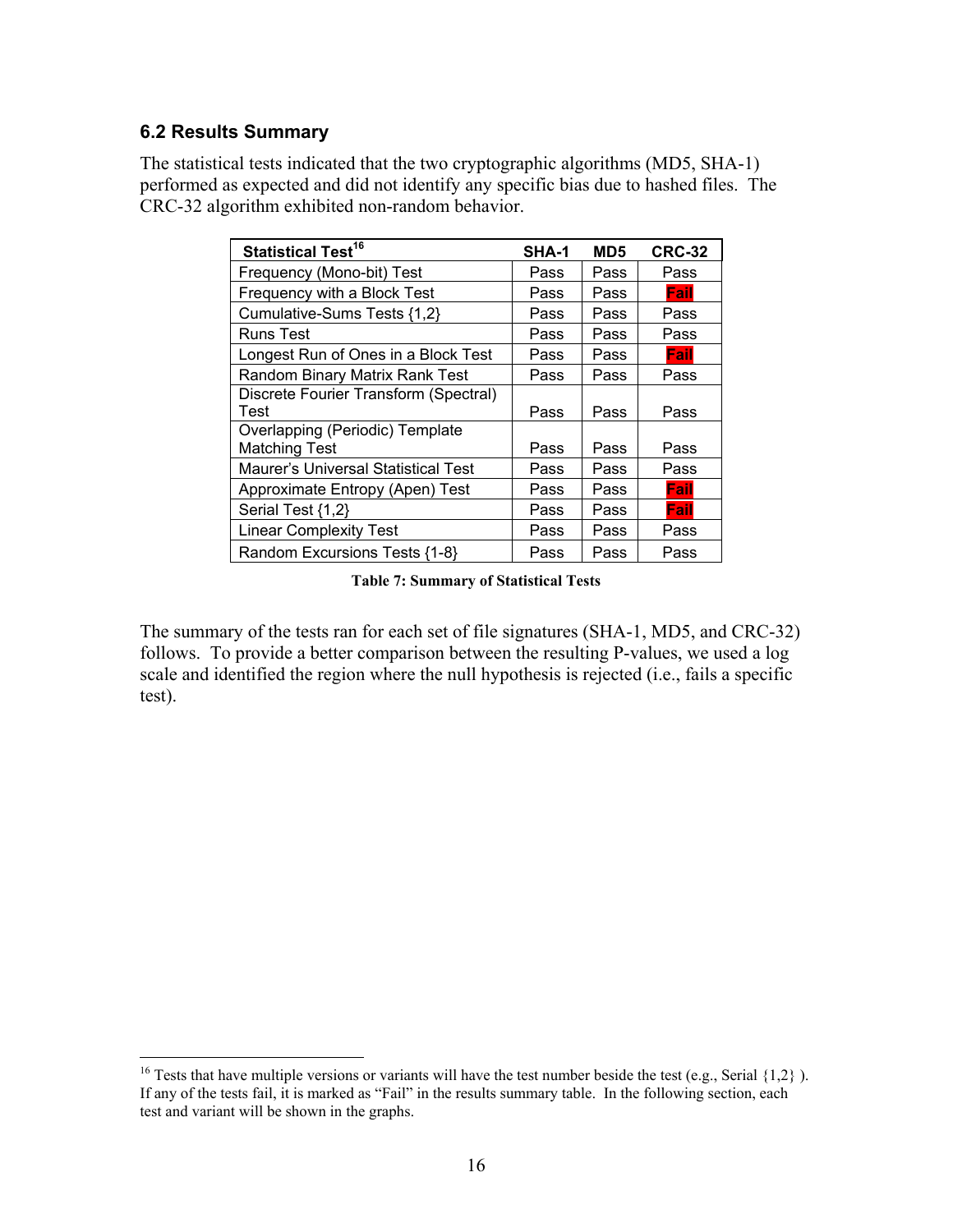### 6.2 Results Summary

The statistical tests indicated that the two cryptographic algorithms (MD5, SHA-1) performed as expected and did not identify any specific bias due to hashed files. The CRC-32 algorithm exhibited non-random behavior.

| Statistical Test[16] | SHA-1 | MD5 | CRC-32 |
|---|---|---|---|
| Frequency (Mono-bit) Test | Pass | Pass | Pass |
| Frequency with a Block Test | Pass | Pass | Fail |
| Cumulative-Sums Tests {1,2} | Pass | Pass | Pass |
| Runs Test | Pass | Pass | Pass |
| Longest Run of Ones in a Block Test | Pass | Pass | Fail |
| Random Binary Matrix Rank Test | Pass | Pass | Pass |
| Discrete Fourier Transform (Spectral) Test | Pass | Pass | Pass |
| Overlapping (Periodic) Template Matching Test | Pass | Pass | Pass |
| Maurer's Universal Statistical Test | Pass | Pass | Pass |
| Approximate Entropy (Apen) Test | Pass | Pass | Fail |
| Serial Test {1,2} | Pass | Pass | Fail |
| Linear Complexity Test | Pass | Pass | Pass |
| Random Excursions Tests {1-8} | Pass | Pass | Pass |

**Table 7: Summary of Statistical Tests**

The summary of the tests ran for each set of file signatures (SHA-1, MD5, and CRC-32) follows. To provide a better comparison between the resulting P-values, we used a log scale and identified the region where the null hypothesis is rejected (i.e., fails a specific test).

[16] Tests that have multiple versions or variants will have the test number beside the test (e.g., Serial {1,2} ). If any of the tests fail, it is marked as "Fail" in the results summary table. In the following section, each test and variant will be shown in the graphs.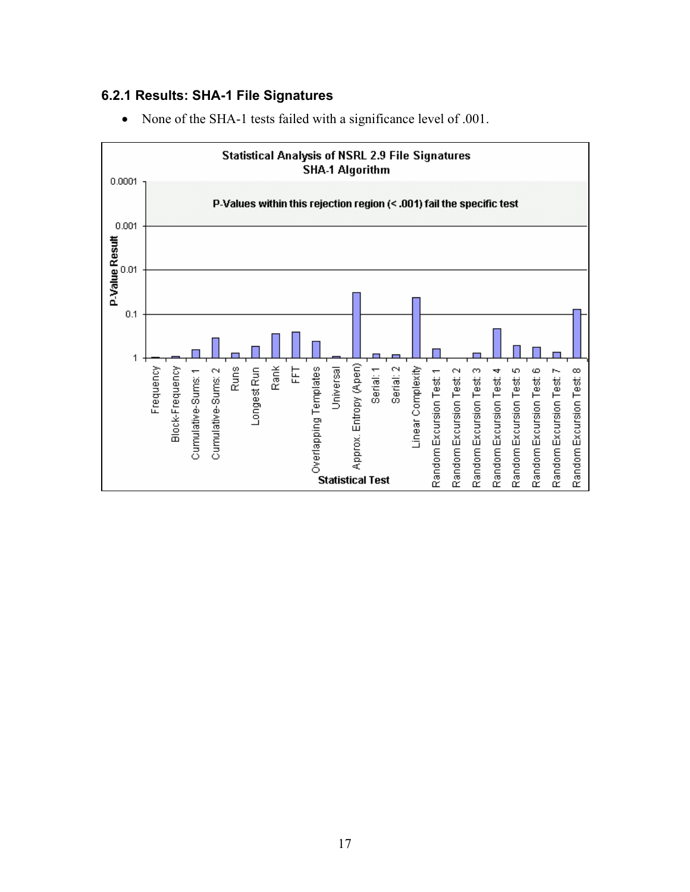### 6.2.1 Results: SHA-1 File Signatures

- None of the SHA-1 tests failed with a significance level of .001.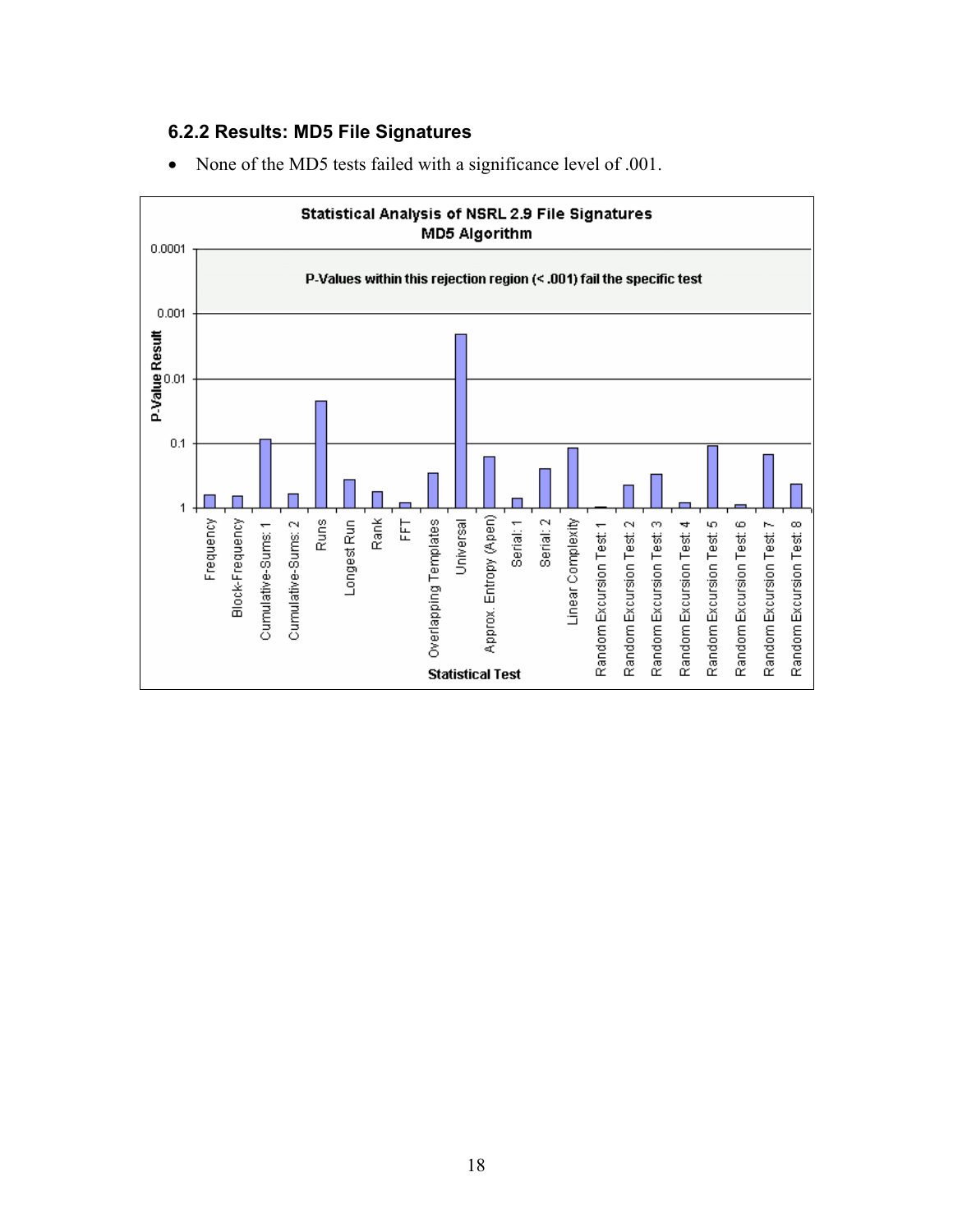### 6.2.2 Results: MD5 File Signatures

- None of the MD5 tests failed with a significance level of .001.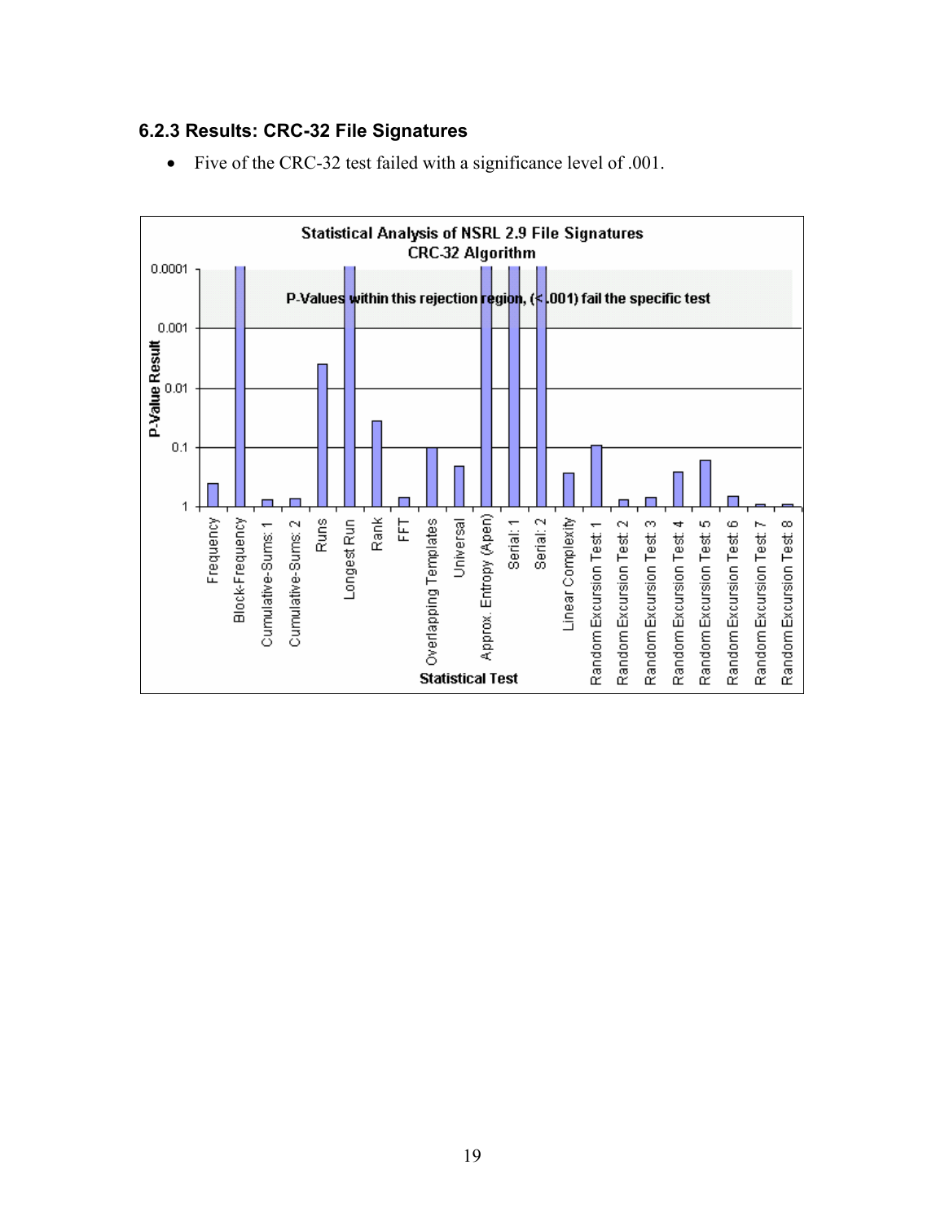### 6.2.3 Results: CRC-32 File Signatures

- Five of the CRC-32 test failed with a significance level of .001.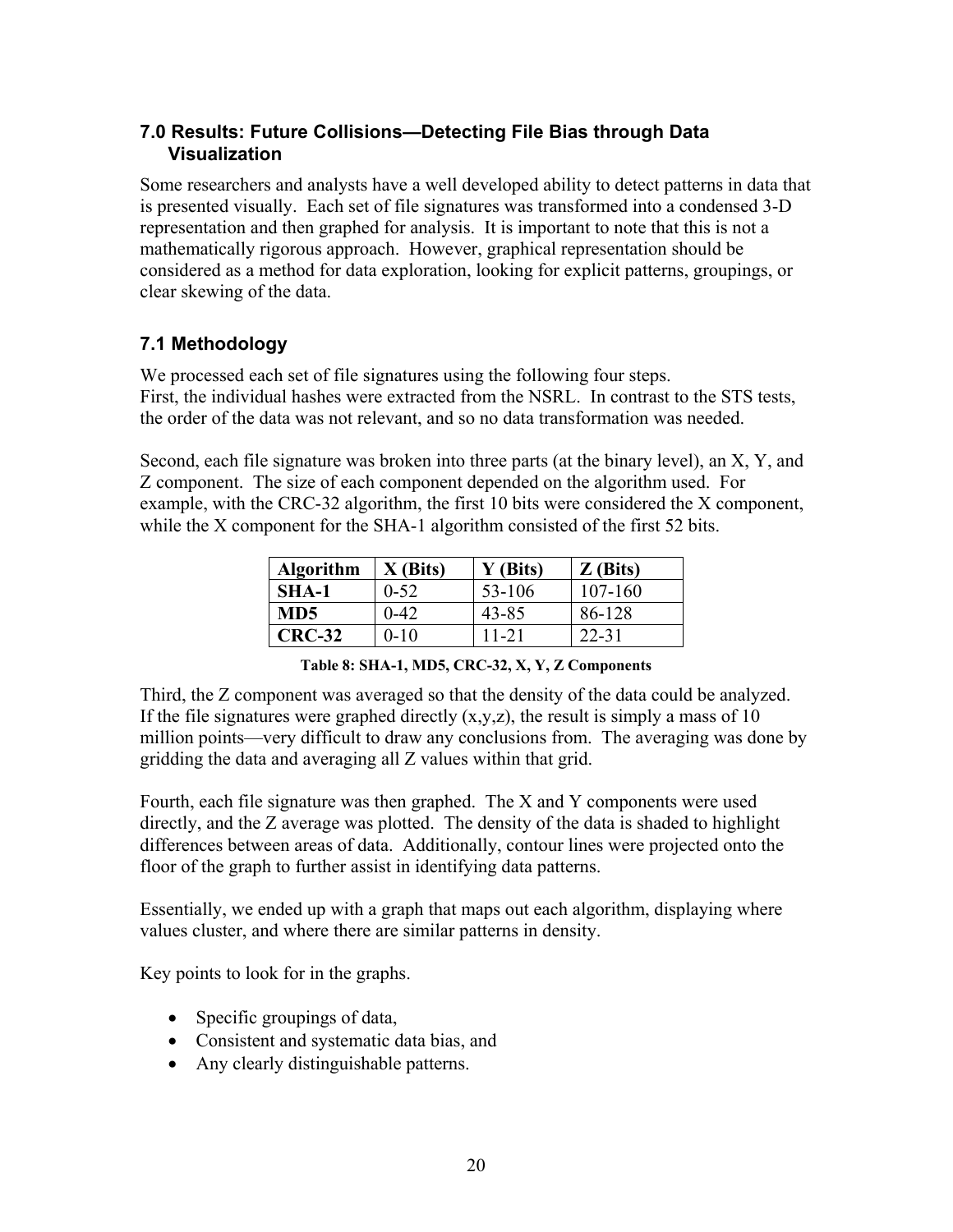## 7.0 Results: Future Collisions—Detecting File Bias through Data Visualization

Some researchers and analysts have a well developed ability to detect patterns in data that is presented visually. Each set of file signatures was transformed into a condensed 3-D representation and then graphed for analysis. It is important to note that this is not a mathematically rigorous approach. However, graphical representation should be considered as a method for data exploration, looking for explicit patterns, groupings, or clear skewing of the data.

### 7.1 Methodology

We processed each set of file signatures using the following four steps.
First, the individual hashes were extracted from the NSRL. In contrast to the STS tests, the order of the data was not relevant, and so no data transformation was needed.

Second, each file signature was broken into three parts (at the binary level), an X, Y, and Z component. The size of each component depended on the algorithm used. For example, with the CRC-32 algorithm, the first 10 bits were considered the X component, while the X component for the SHA-1 algorithm consisted of the first 52 bits.

| Algorithm | X (Bits) | Y (Bits) | Z (Bits) |
|---|---|---|---|
| **SHA-1** | 0-52 | 53-106 | 107-160 |
| **MD5** | 0-42 | 43-85 | 86-128 |
| **CRC-32** | 0-10 | 11-21 | 22-31 |

**Table 8: SHA-1, MD5, CRC-32, X, Y, Z Components**

Third, the Z component was averaged so that the density of the data could be analyzed. If the file signatures were graphed directly (x,y,z), the result is simply a mass of 10 million points—very difficult to draw any conclusions from. The averaging was done by gridding the data and averaging all Z values within that grid.

Fourth, each file signature was then graphed. The X and Y components were used directly, and the Z average was plotted. The density of the data is shaded to highlight differences between areas of data. Additionally, contour lines were projected onto the floor of the graph to further assist in identifying data patterns.

Essentially, we ended up with a graph that maps out each algorithm, displaying where values cluster, and where there are similar patterns in density.

Key points to look for in the graphs.

- Specific groupings of data,
- Consistent and systematic data bias, and
- Any clearly distinguishable patterns.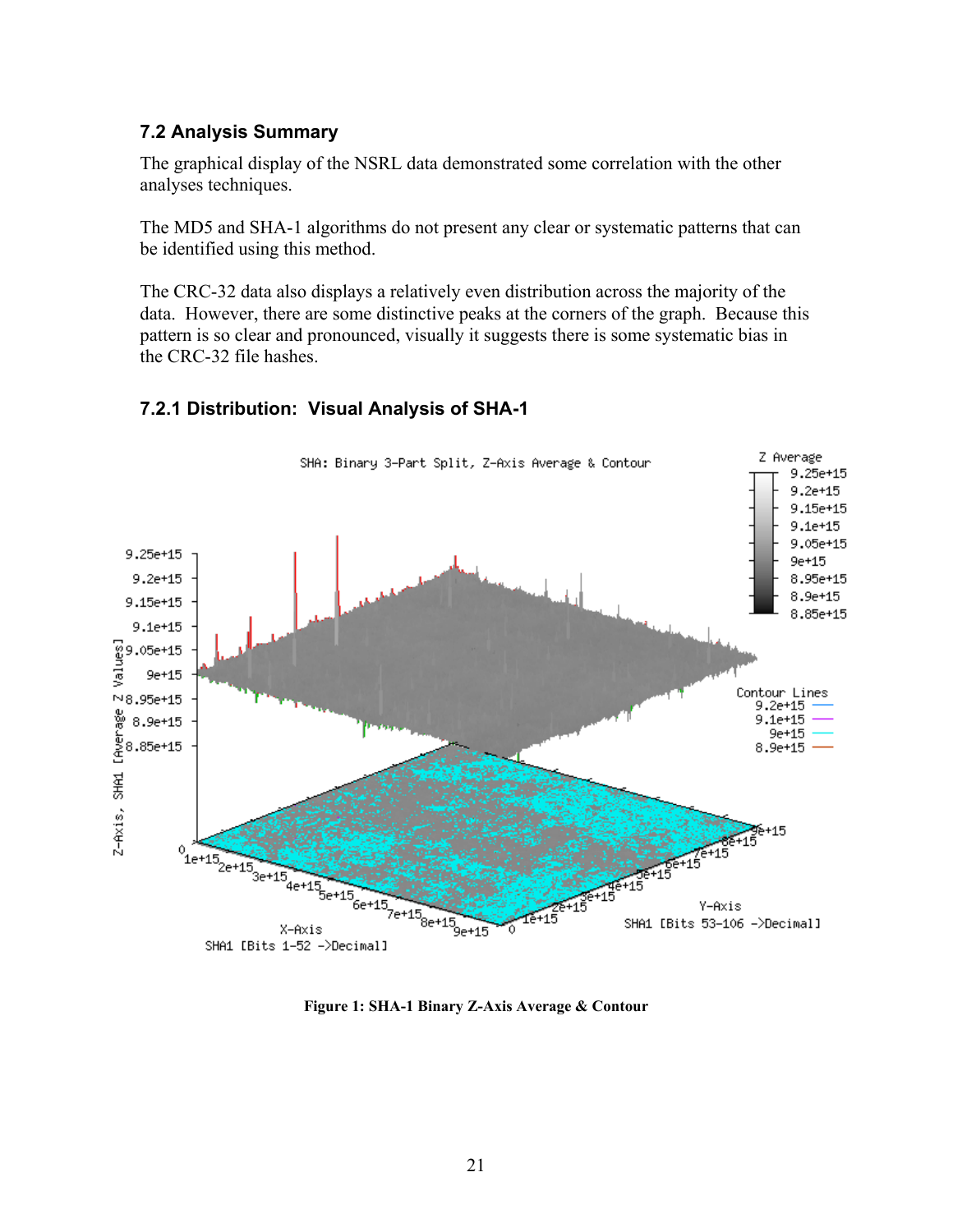### 7.2 Analysis Summary

The graphical display of the NSRL data demonstrated some correlation with the other analyses techniques.

The MD5 and SHA-1 algorithms do not present any clear or systematic patterns that can be identified using this method.

The CRC-32 data also displays a relatively even distribution across the majority of the data. However, there are some distinctive peaks at the corners of the graph. Because this pattern is so clear and pronounced, visually it suggests there is some systematic bias in the CRC-32 file hashes.

### 7.2.1 Distribution: Visual Analysis of SHA-1

**Figure 1: SHA-1 Binary Z-Axis Average & Contour**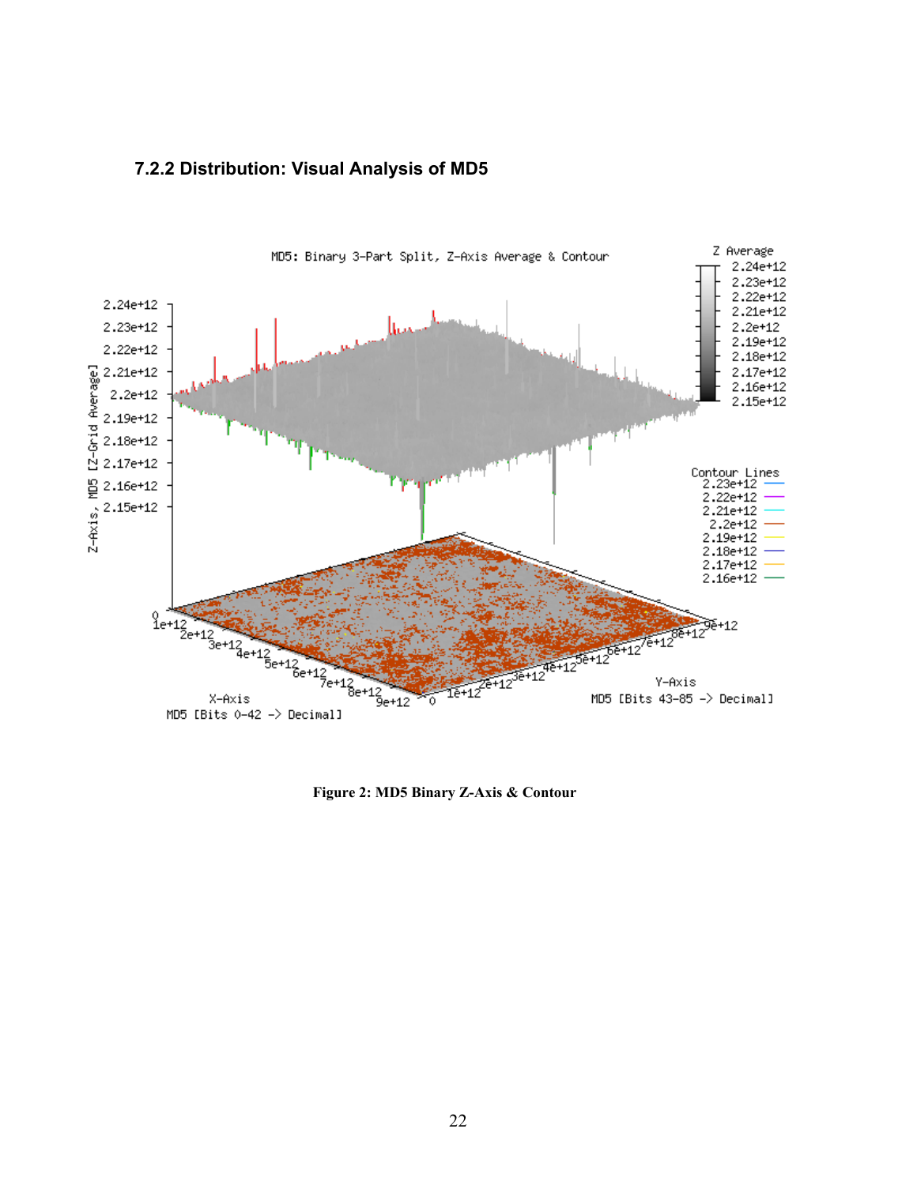### 7.2.2 Distribution: Visual Analysis of MD5

**Figure 2: MD5 Binary Z-Axis & Contour**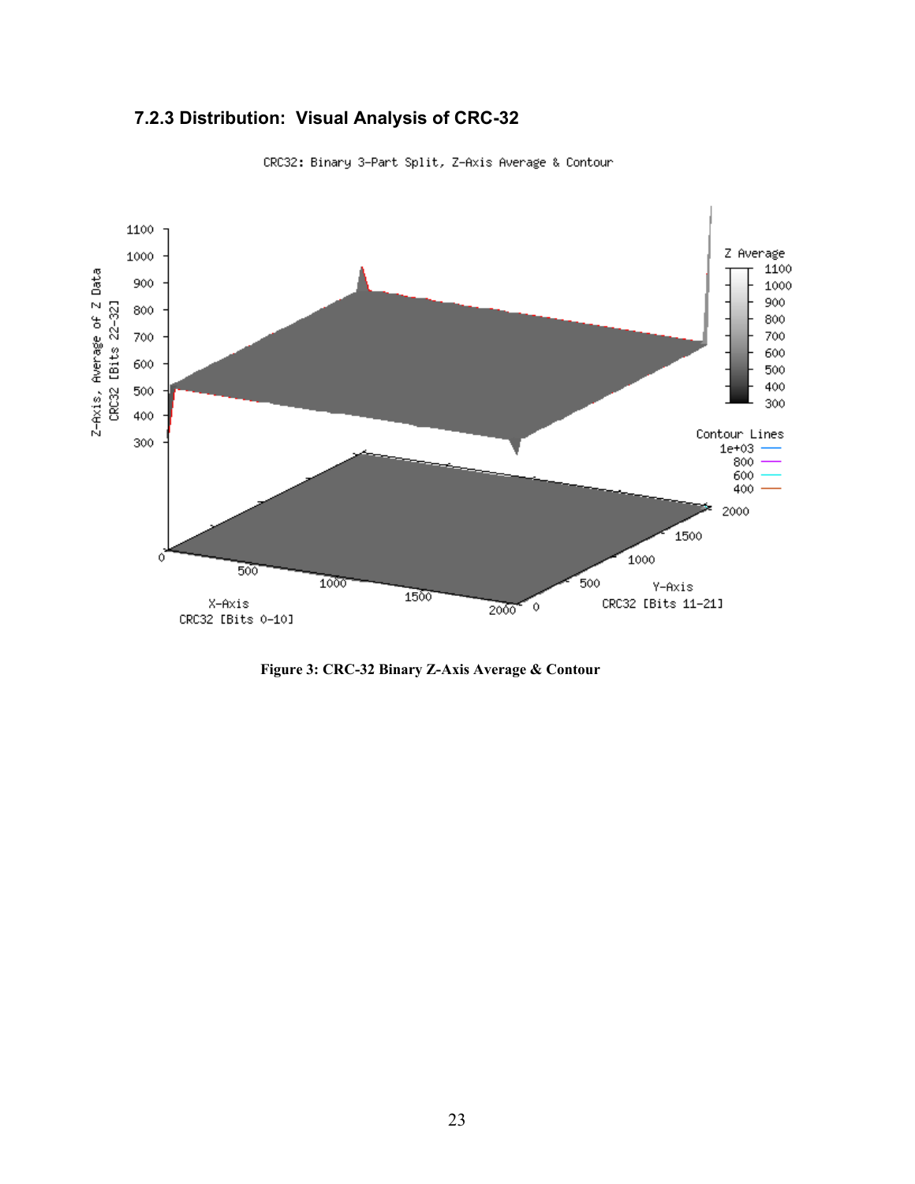### 7.2.3 Distribution: Visual Analysis of CRC-32

**Figure 3: CRC-32 Binary Z-Axis Average & Contour**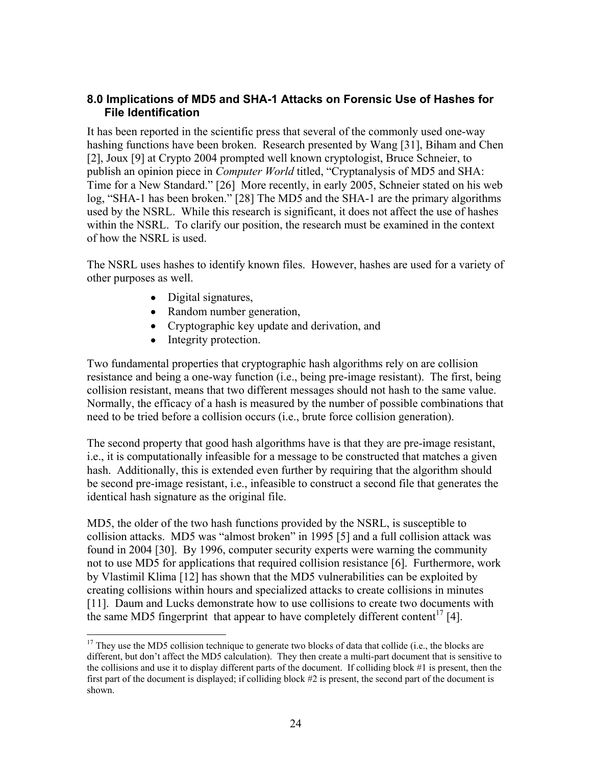## 8.0 Implications of MD5 and SHA-1 Attacks on Forensic Use of Hashes for File Identification

It has been reported in the scientific press that several of the commonly used one-way hashing functions have been broken. Research presented by Wang [31], Biham and Chen [2], Joux [9] at Crypto 2004 prompted well known cryptologist, Bruce Schneier, to publish an opinion piece in *Computer World* titled, "Cryptanalysis of MD5 and SHA: Time for a New Standard." [26] More recently, in early 2005, Schneier stated on his web log, "SHA-1 has been broken." [28] The MD5 and the SHA-1 are the primary algorithms used by the NSRL. While this research is significant, it does not affect the use of hashes within the NSRL. To clarify our position, the research must be examined in the context of how the NSRL is used.

The NSRL uses hashes to identify known files. However, hashes are used for a variety of other purposes as well.

- Digital signatures,
- Random number generation,
- Cryptographic key update and derivation, and
- Integrity protection.

Two fundamental properties that cryptographic hash algorithms rely on are collision resistance and being a one-way function (i.e., being pre-image resistant). The first, being collision resistant, means that two different messages should not hash to the same value. Normally, the efficacy of a hash is measured by the number of possible combinations that need to be tried before a collision occurs (i.e., brute force collision generation).

The second property that good hash algorithms have is that they are pre-image resistant, i.e., it is computationally infeasible for a message to be constructed that matches a given hash. Additionally, this is extended even further by requiring that the algorithm should be second pre-image resistant, i.e., infeasible to construct a second file that generates the identical hash signature as the original file.

MD5, the older of the two hash functions provided by the NSRL, is susceptible to collision attacks. MD5 was "almost broken" in 1995 [5] and a full collision attack was found in 2004 [30]. By 1996, computer security experts were warning the community not to use MD5 for applications that required collision resistance [6]. Furthermore, work by Vlastimil Klima [12] has shown that the MD5 vulnerabilities can be exploited by creating collisions within hours and specialized attacks to create collisions in minutes [11]. Daum and Lucks demonstrate how to use collisions to create two documents with the same MD5 fingerprint that appear to have completely different content[17] [4].

[17] They use the MD5 collision technique to generate two blocks of data that collide (i.e., the blocks are different, but don't affect the MD5 calculation). They then create a multi-part document that is sensitive to the collisions and use it to display different parts of the document. If colliding block #1 is present, then the first part of the document is displayed; if colliding block #2 is present, the second part of the document is shown.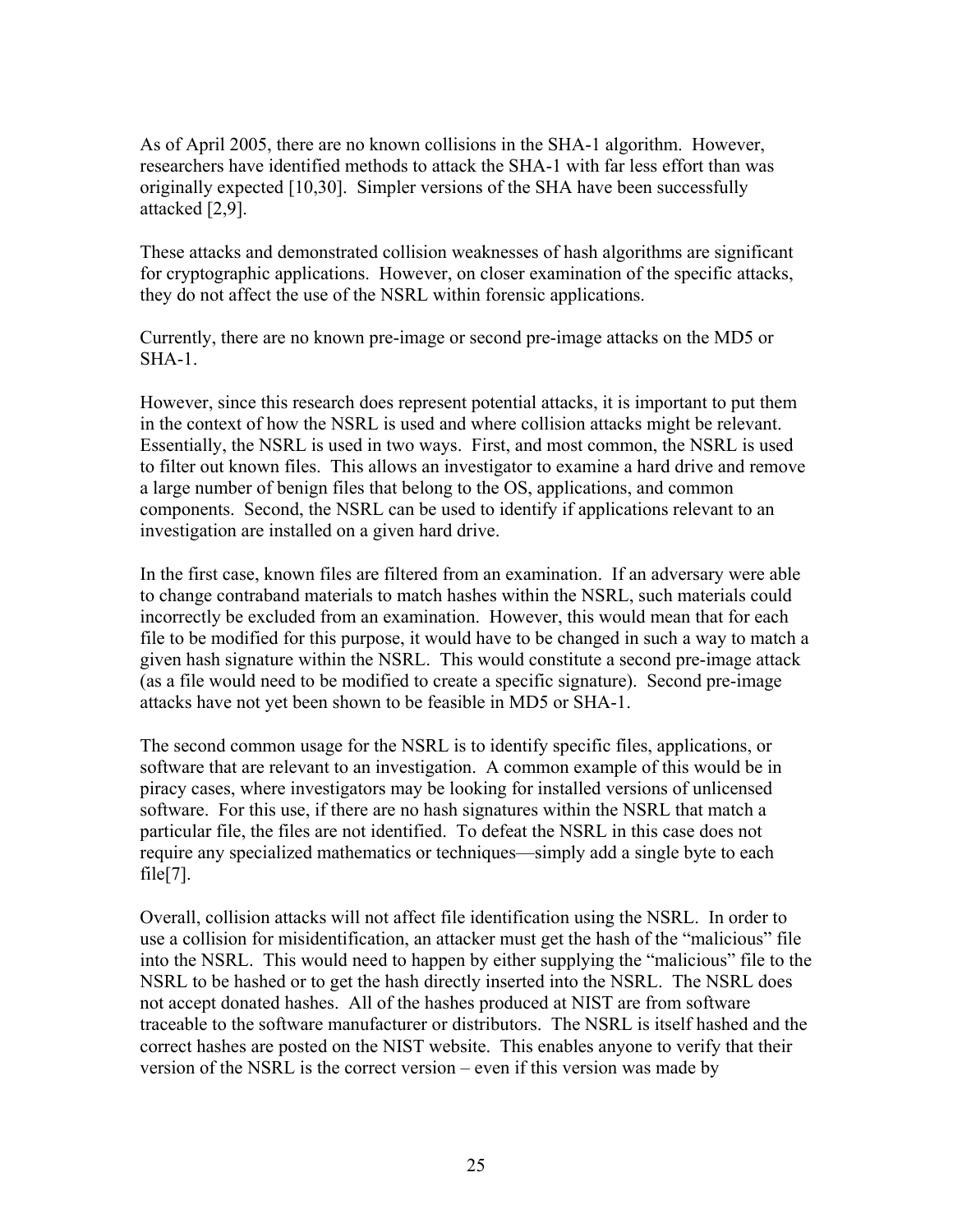As of April 2005, there are no known collisions in the SHA-1 algorithm. However, researchers have identified methods to attack the SHA-1 with far less effort than was originally expected [10,30]. Simpler versions of the SHA have been successfully attacked [2,9].

These attacks and demonstrated collision weaknesses of hash algorithms are significant for cryptographic applications. However, on closer examination of the specific attacks, they do not affect the use of the NSRL within forensic applications.

Currently, there are no known pre-image or second pre-image attacks on the MD5 or SHA-1.

However, since this research does represent potential attacks, it is important to put them in the context of how the NSRL is used and where collision attacks might be relevant. Essentially, the NSRL is used in two ways. First, and most common, the NSRL is used to filter out known files. This allows an investigator to examine a hard drive and remove a large number of benign files that belong to the OS, applications, and common components. Second, the NSRL can be used to identify if applications relevant to an investigation are installed on a given hard drive.

In the first case, known files are filtered from an examination. If an adversary were able to change contraband materials to match hashes within the NSRL, such materials could incorrectly be excluded from an examination. However, this would mean that for each file to be modified for this purpose, it would have to be changed in such a way to match a given hash signature within the NSRL. This would constitute a second pre-image attack (as a file would need to be modified to create a specific signature). Second pre-image attacks have not yet been shown to be feasible in MD5 or SHA-1.

The second common usage for the NSRL is to identify specific files, applications, or software that are relevant to an investigation. A common example of this would be in piracy cases, where investigators may be looking for installed versions of unlicensed software. For this use, if there are no hash signatures within the NSRL that match a particular file, the files are not identified. To defeat the NSRL in this case does not require any specialized mathematics or techniques—simply add a single byte to each file[7].

Overall, collision attacks will not affect file identification using the NSRL. In order to use a collision for misidentification, an attacker must get the hash of the "malicious" file into the NSRL. This would need to happen by either supplying the "malicious" file to the NSRL to be hashed or to get the hash directly inserted into the NSRL. The NSRL does not accept donated hashes. All of the hashes produced at NIST are from software traceable to the software manufacturer or distributors. The NSRL is itself hashed and the correct hashes are posted on the NIST website. This enables anyone to verify that their version of the NSRL is the correct version – even if this version was made by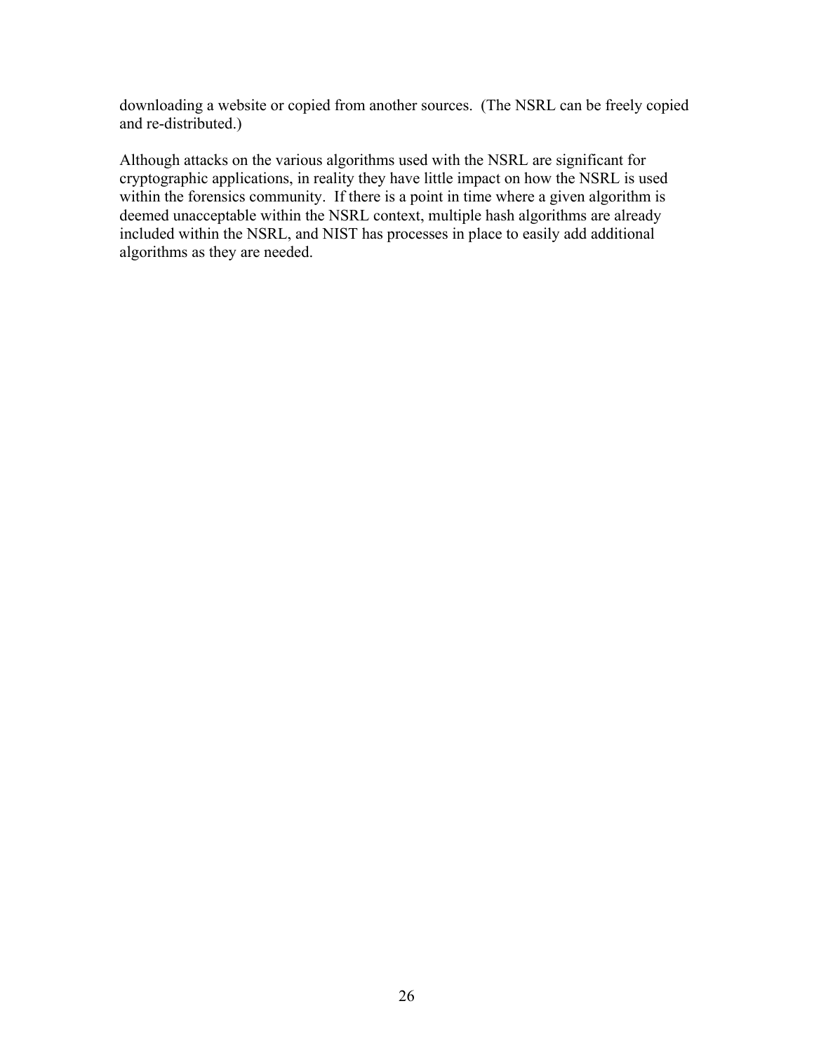downloading a website or copied from another sources. (The NSRL can be freely copied and re-distributed.)

Although attacks on the various algorithms used with the NSRL are significant for cryptographic applications, in reality they have little impact on how the NSRL is used within the forensics community. If there is a point in time where a given algorithm is deemed unacceptable within the NSRL context, multiple hash algorithms are already included within the NSRL, and NIST has processes in place to easily add additional algorithms as they are needed.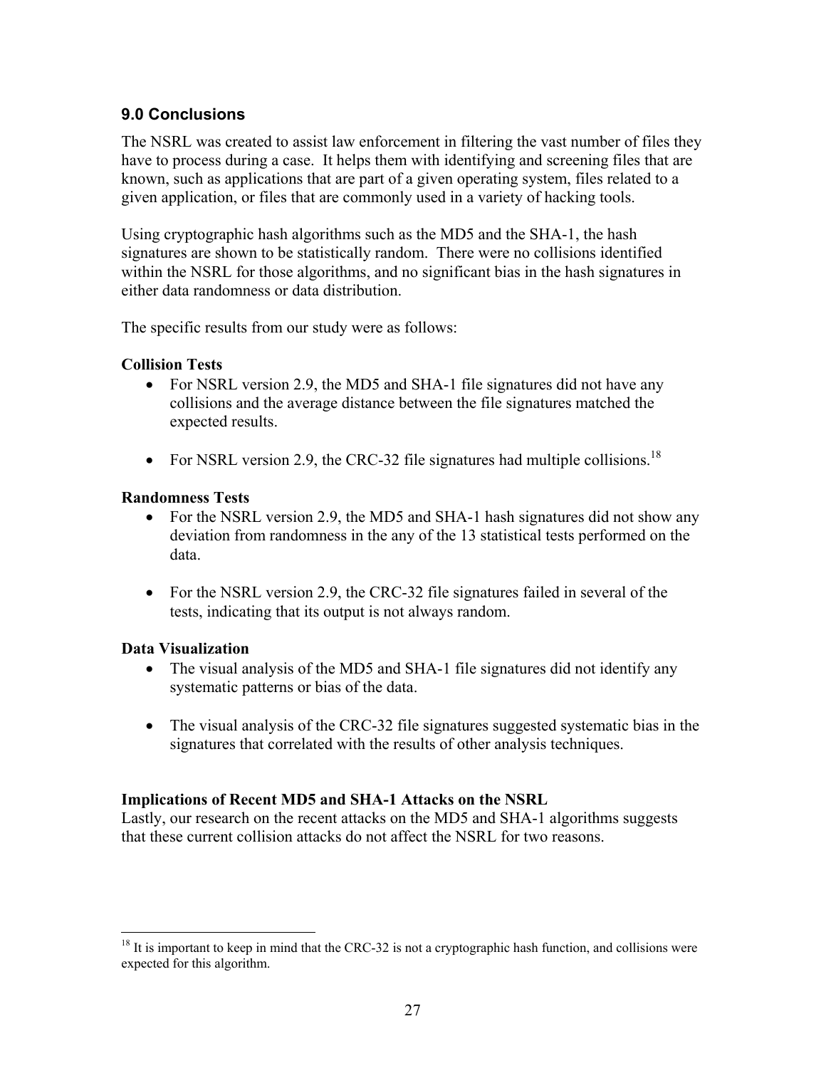## 9.0 Conclusions

The NSRL was created to assist law enforcement in filtering the vast number of files they have to process during a case. It helps them with identifying and screening files that are known, such as applications that are part of a given operating system, files related to a given application, or files that are commonly used in a variety of hacking tools.

Using cryptographic hash algorithms such as the MD5 and the SHA-1, the hash signatures are shown to be statistically random. There were no collisions identified within the NSRL for those algorithms, and no significant bias in the hash signatures in either data randomness or data distribution.

The specific results from our study were as follows:

**Collision Tests**

- For NSRL version 2.9, the MD5 and SHA-1 file signatures did not have any collisions and the average distance between the file signatures matched the expected results.
- For NSRL version 2.9, the CRC-32 file signatures had multiple collisions.[18]

**Randomness Tests**

- For the NSRL version 2.9, the MD5 and SHA-1 hash signatures did not show any deviation from randomness in the any of the 13 statistical tests performed on the data.
- For the NSRL version 2.9, the CRC-32 file signatures failed in several of the tests, indicating that its output is not always random.

**Data Visualization**

- The visual analysis of the MD5 and SHA-1 file signatures did not identify any systematic patterns or bias of the data.
- The visual analysis of the CRC-32 file signatures suggested systematic bias in the signatures that correlated with the results of other analysis techniques.

**Implications of Recent MD5 and SHA-1 Attacks on the NSRL**

Lastly, our research on the recent attacks on the MD5 and SHA-1 algorithms suggests that these current collision attacks do not affect the NSRL for two reasons.

[18] It is important to keep in mind that the CRC-32 is not a cryptographic hash function, and collisions were expected for this algorithm.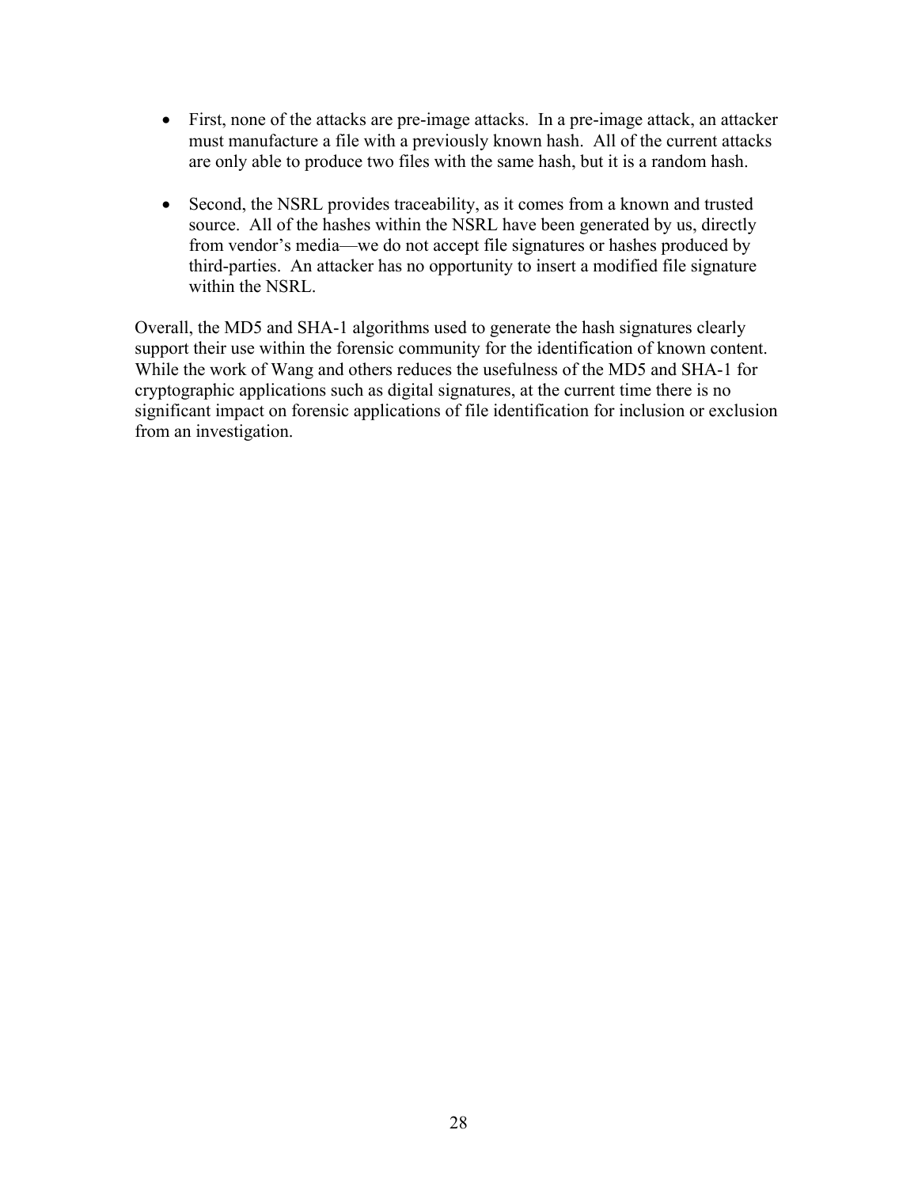- First, none of the attacks are pre-image attacks. In a pre-image attack, an attacker must manufacture a file with a previously known hash. All of the current attacks are only able to produce two files with the same hash, but it is a random hash.

- Second, the NSRL provides traceability, as it comes from a known and trusted source. All of the hashes within the NSRL have been generated by us, directly from vendor's media—we do not accept file signatures or hashes produced by third-parties. An attacker has no opportunity to insert a modified file signature within the NSRL.

Overall, the MD5 and SHA-1 algorithms used to generate the hash signatures clearly support their use within the forensic community for the identification of known content. While the work of Wang and others reduces the usefulness of the MD5 and SHA-1 for cryptographic applications such as digital signatures, at the current time there is no significant impact on forensic applications of file identification for inclusion or exclusion from an investigation.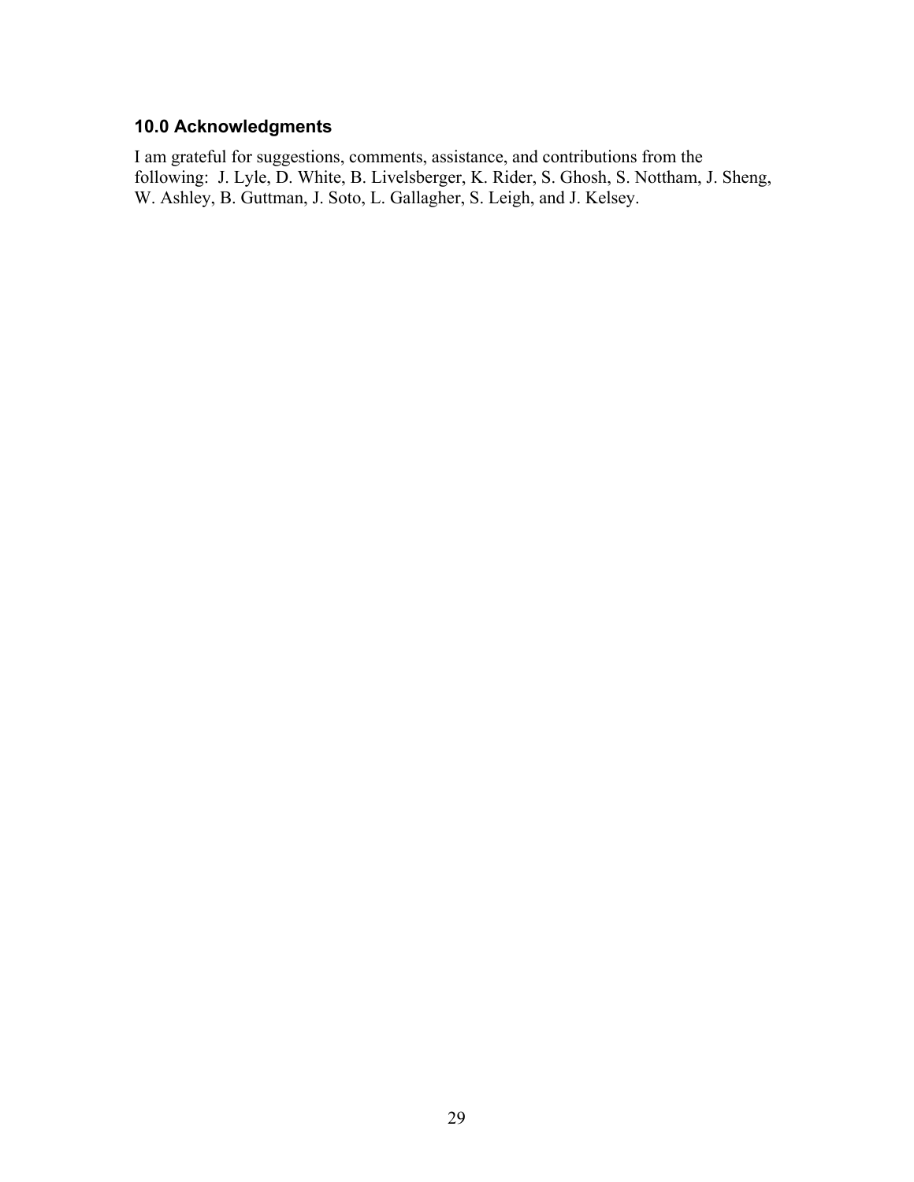## 10.0 Acknowledgments

I am grateful for suggestions, comments, assistance, and contributions from the following: J. Lyle, D. White, B. Livelsberger, K. Rider, S. Ghosh, S. Nottham, J. Sheng, W. Ashley, B. Guttman, J. Soto, L. Gallagher, S. Leigh, and J. Kelsey.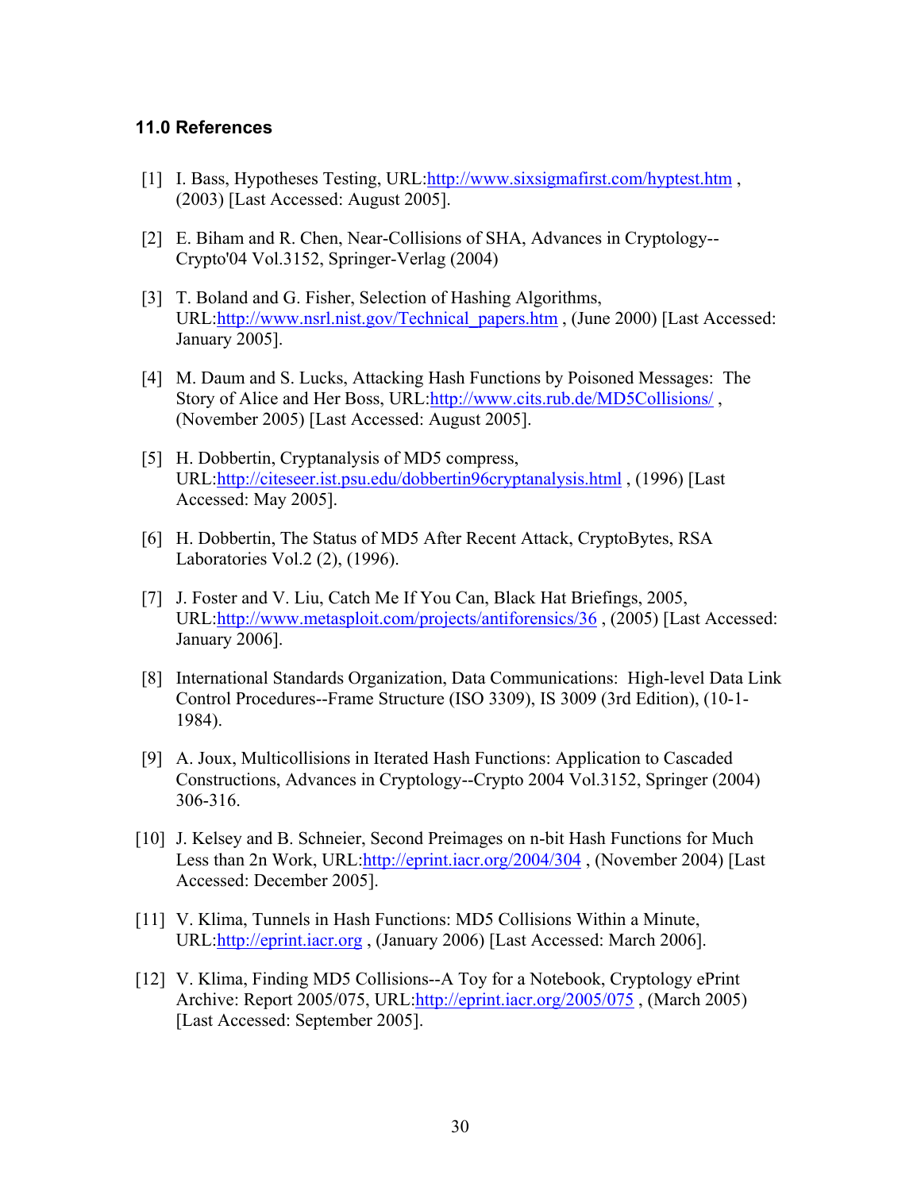## 11.0 References

[1] I. Bass, Hypotheses Testing, URL:http://www.sixsigmafirst.com/hyptest.htm , (2003) [Last Accessed: August 2005].

[2] E. Biham and R. Chen, Near-Collisions of SHA, Advances in Cryptology--Crypto'04 Vol.3152, Springer-Verlag (2004)

[3] T. Boland and G. Fisher, Selection of Hashing Algorithms, URL:http://www.nsrl.nist.gov/Technical_papers.htm , (June 2000) [Last Accessed: January 2005].

[4] M. Daum and S. Lucks, Attacking Hash Functions by Poisoned Messages: The Story of Alice and Her Boss, URL:http://www.cits.rub.de/MD5Collisions/ , (November 2005) [Last Accessed: August 2005].

[5] H. Dobbertin, Cryptanalysis of MD5 compress, URL:http://citeseer.ist.psu.edu/dobbertin96cryptanalysis.html , (1996) [Last Accessed: May 2005].

[6] H. Dobbertin, The Status of MD5 After Recent Attack, CryptoBytes, RSA Laboratories Vol.2 (2), (1996).

[7] J. Foster and V. Liu, Catch Me If You Can, Black Hat Briefings, 2005, URL:http://www.metasploit.com/projects/antiforensics/36 , (2005) [Last Accessed: January 2006].

[8] International Standards Organization, Data Communications: High-level Data Link Control Procedures--Frame Structure (ISO 3309), IS 3009 (3rd Edition), (10-1-1984).

[9] A. Joux, Multicollisions in Iterated Hash Functions: Application to Cascaded Constructions, Advances in Cryptology--Crypto 2004 Vol.3152, Springer (2004) 306-316.

[10] J. Kelsey and B. Schneier, Second Preimages on n-bit Hash Functions for Much Less than 2n Work, URL:http://eprint.iacr.org/2004/304 , (November 2004) [Last Accessed: December 2005].

[11] V. Klima, Tunnels in Hash Functions: MD5 Collisions Within a Minute, URL:http://eprint.iacr.org , (January 2006) [Last Accessed: March 2006].

[12] V. Klima, Finding MD5 Collisions--A Toy for a Notebook, Cryptology ePrint Archive: Report 2005/075, URL:http://eprint.iacr.org/2005/075 , (March 2005) [Last Accessed: September 2005].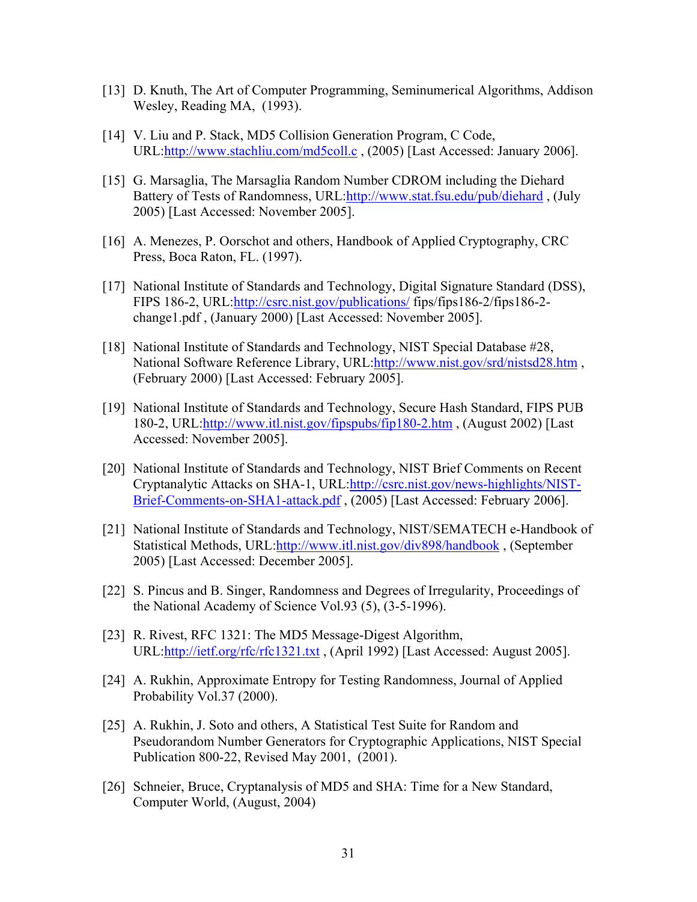[13] D. Knuth, The Art of Computer Programming, Seminumerical Algorithms, Addison Wesley, Reading MA, (1993).

[14] V. Liu and P. Stack, MD5 Collision Generation Program, C Code, URL:http://www.stachliu.com/md5coll.c , (2005) [Last Accessed: January 2006].

[15] G. Marsaglia, The Marsaglia Random Number CDROM including the Diehard Battery of Tests of Randomness, URL:http://www.stat.fsu.edu/pub/diehard , (July 2005) [Last Accessed: November 2005].

[16] A. Menezes, P. Oorschot and others, Handbook of Applied Cryptography, CRC Press, Boca Raton, FL. (1997).

[17] National Institute of Standards and Technology, Digital Signature Standard (DSS), FIPS 186-2, URL:http://csrc.nist.gov/publications/ fips/fips186-2/fips186-2-change1.pdf , (January 2000) [Last Accessed: November 2005].

[18] National Institute of Standards and Technology, NIST Special Database #28, National Software Reference Library, URL:http://www.nist.gov/srd/nistsd28.htm , (February 2000) [Last Accessed: February 2005].

[19] National Institute of Standards and Technology, Secure Hash Standard, FIPS PUB 180-2, URL:http://www.itl.nist.gov/fipspubs/fip180-2.htm , (August 2002) [Last Accessed: November 2005].

[20] National Institute of Standards and Technology, NIST Brief Comments on Recent Cryptanalytic Attacks on SHA-1, URL:http://csrc.nist.gov/news-highlights/NIST-Brief-Comments-on-SHA1-attack.pdf , (2005) [Last Accessed: February 2006].

[21] National Institute of Standards and Technology, NIST/SEMATECH e-Handbook of Statistical Methods, URL:http://www.itl.nist.gov/div898/handbook , (September 2005) [Last Accessed: December 2005].

[22] S. Pincus and B. Singer, Randomness and Degrees of Irregularity, Proceedings of the National Academy of Science Vol.93 (5), (3-5-1996).

[23] R. Rivest, RFC 1321: The MD5 Message-Digest Algorithm, URL:http://ietf.org/rfc/rfc1321.txt , (April 1992) [Last Accessed: August 2005].

[24] A. Rukhin, Approximate Entropy for Testing Randomness, Journal of Applied Probability Vol.37 (2000).

[25] A. Rukhin, J. Soto and others, A Statistical Test Suite for Random and Pseudorandom Number Generators for Cryptographic Applications, NIST Special Publication 800-22, Revised May 2001, (2001).

[26] Schneier, Bruce, Cryptanalysis of MD5 and SHA: Time for a New Standard, Computer World, (August, 2004)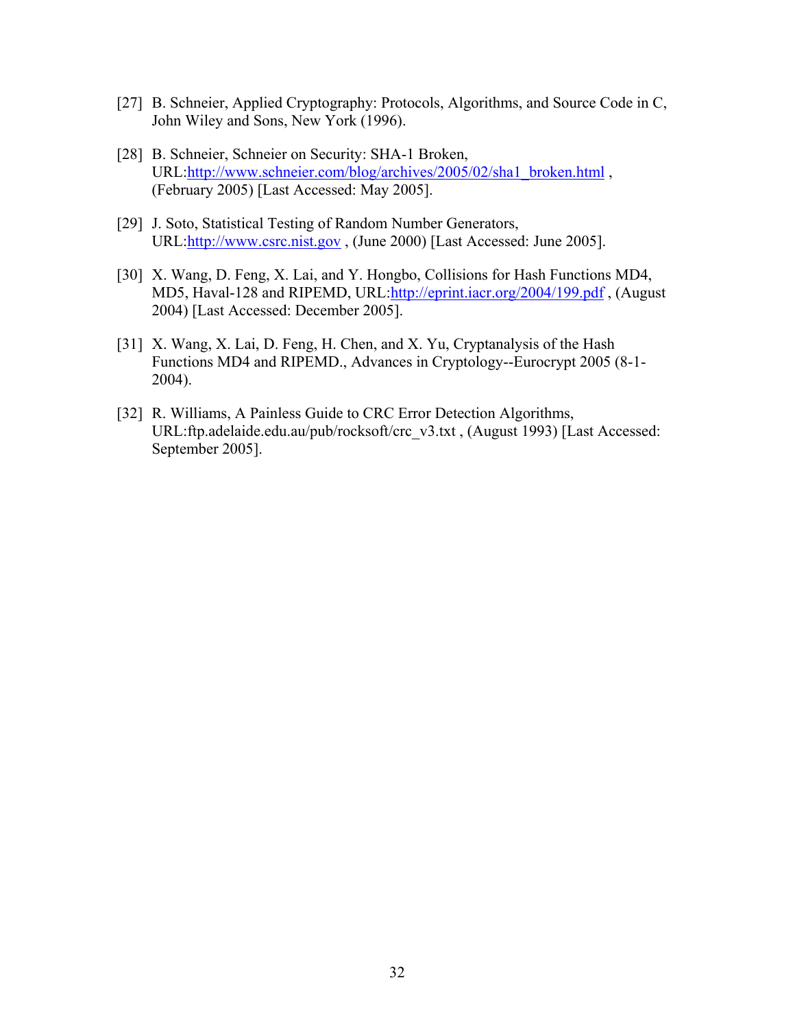[27] B. Schneier, Applied Cryptography: Protocols, Algorithms, and Source Code in C, John Wiley and Sons, New York (1996).

[28] B. Schneier, Schneier on Security: SHA-1 Broken, URL:http://www.schneier.com/blog/archives/2005/02/sha1_broken.html , (February 2005) [Last Accessed: May 2005].

[29] J. Soto, Statistical Testing of Random Number Generators, URL:http://www.csrc.nist.gov , (June 2000) [Last Accessed: June 2005].

[30] X. Wang, D. Feng, X. Lai, and Y. Hongbo, Collisions for Hash Functions MD4, MD5, Haval-128 and RIPEMD, URL:http://eprint.iacr.org/2004/199.pdf , (August 2004) [Last Accessed: December 2005].

[31] X. Wang, X. Lai, D. Feng, H. Chen, and X. Yu, Cryptanalysis of the Hash Functions MD4 and RIPEMD., Advances in Cryptology--Eurocrypt 2005 (8-1-2004).

[32] R. Williams, A Painless Guide to CRC Error Detection Algorithms, URL:ftp.adelaide.edu.au/pub/rocksoft/crc_v3.txt , (August 1993) [Last Accessed: September 2005].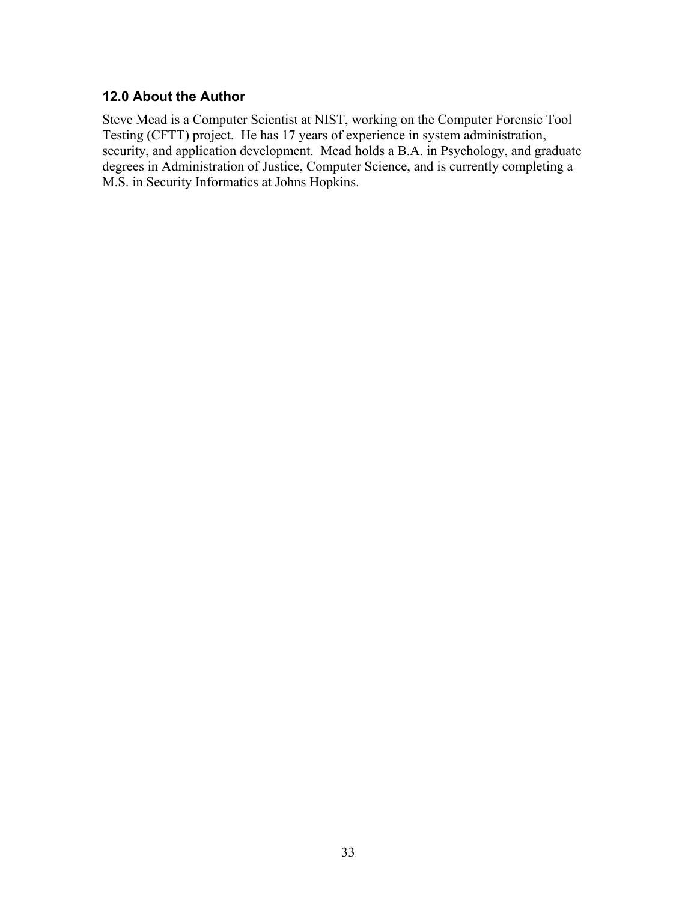## 12.0 About the Author

Steve Mead is a Computer Scientist at NIST, working on the Computer Forensic Tool Testing (CFTT) project. He has 17 years of experience in system administration, security, and application development. Mead holds a B.A. in Psychology, and graduate degrees in Administration of Justice, Computer Science, and is currently completing a M.S. in Security Informatics at Johns Hopkins.